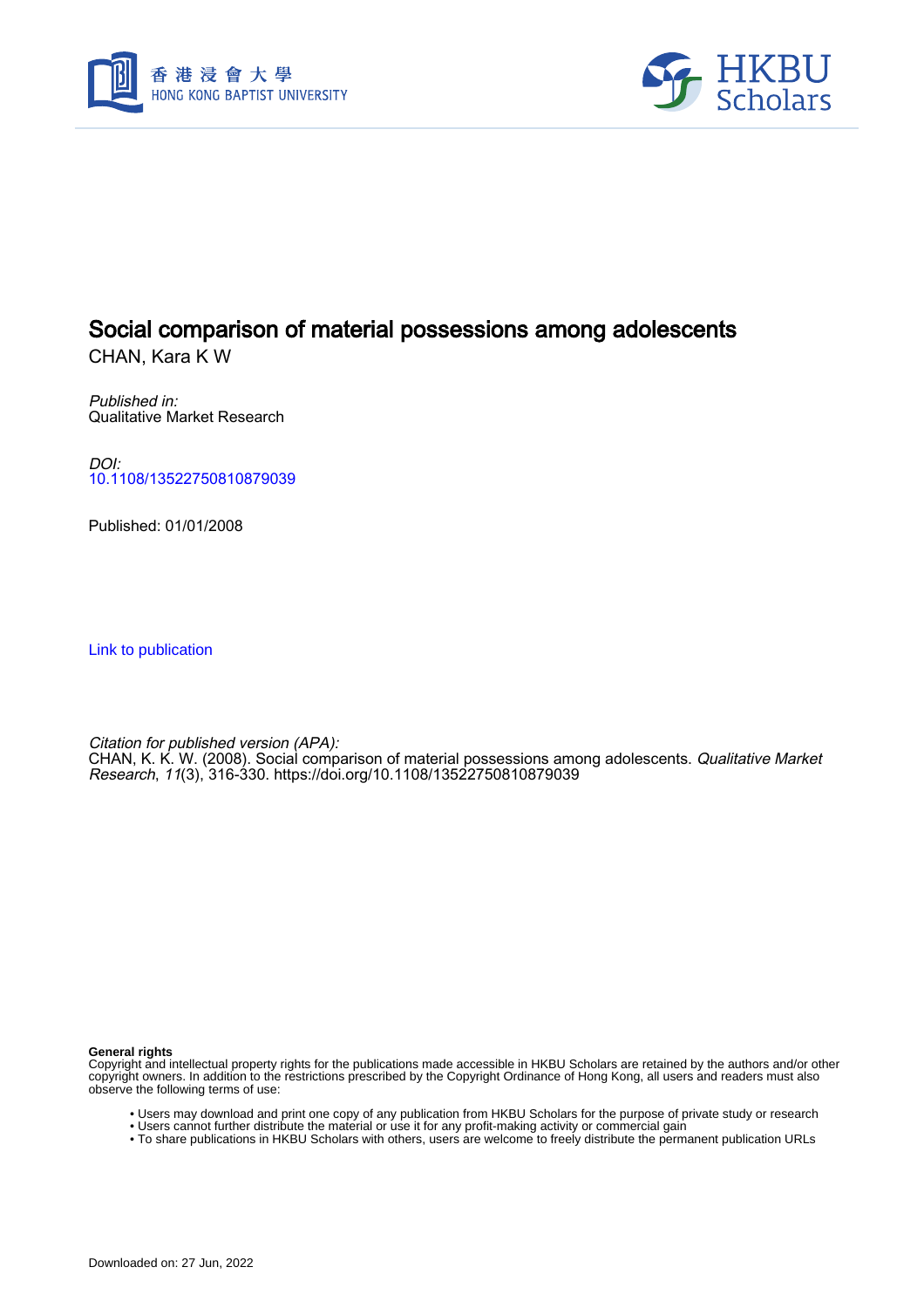# Social comparison of material possessions among adolescents

CHAN, Kara K W

*Published in:*
Qualitative Market Research

*DOI:*
10.1108/13522750810879039

Published: 01/01/2008

Link to publication

*Citation for published version (APA):*
CHAN, K. K. W. (2008). Social comparison of material possessions among adolescents. *Qualitative Market Research*, *11*(3), 316-330. https://doi.org/10.1108/13522750810879039

**General rights**
Copyright and intellectual property rights for the publications made accessible in HKBU Scholars are retained by the authors and/or other copyright owners. In addition to the restrictions prescribed by the Copyright Ordinance of Hong Kong, all users and readers must also observe the following terms of use:

- Users may download and print one copy of any publication from HKBU Scholars for the purpose of private study or research
- Users cannot further distribute the material or use it for any profit-making activity or commercial gain
- To share publications in HKBU Scholars with others, users are welcome to freely distribute the permanent publication URLs

Downloaded on: 27 Jun, 2022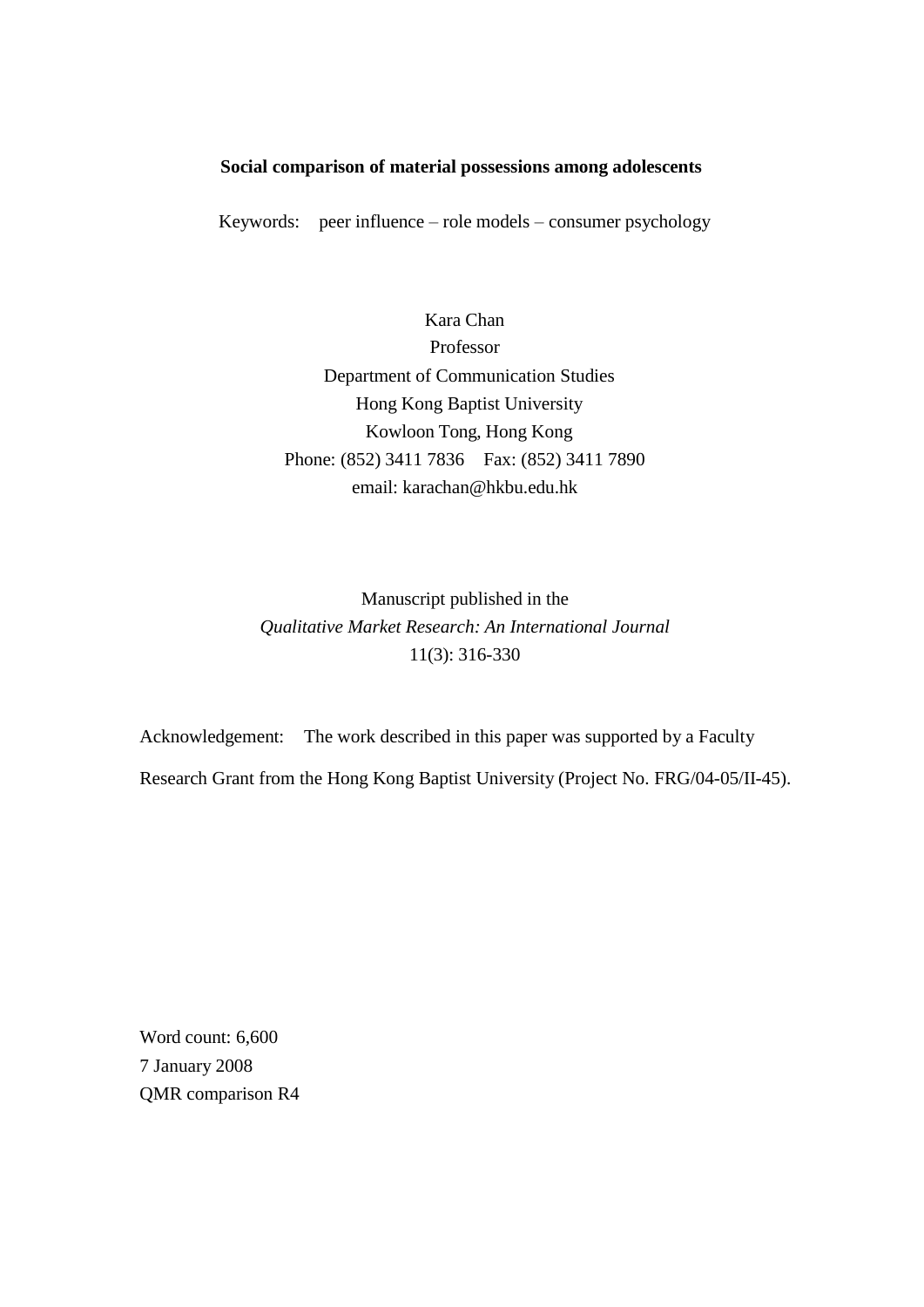**Social comparison of material possessions among adolescents**

Keywords: peer influence – role models – consumer psychology

Kara Chan
Professor
Department of Communication Studies
Hong Kong Baptist University
Kowloon Tong, Hong Kong
Phone: (852) 3411 7836 Fax: (852) 3411 7890
email: karachan@hkbu.edu.hk

Manuscript published in the
*Qualitative Market Research: An International Journal*
11(3): 316-330

Acknowledgement: The work described in this paper was supported by a Faculty Research Grant from the Hong Kong Baptist University (Project No. FRG/04-05/II-45).

Word count: 6,600
7 January 2008
QMR comparison R4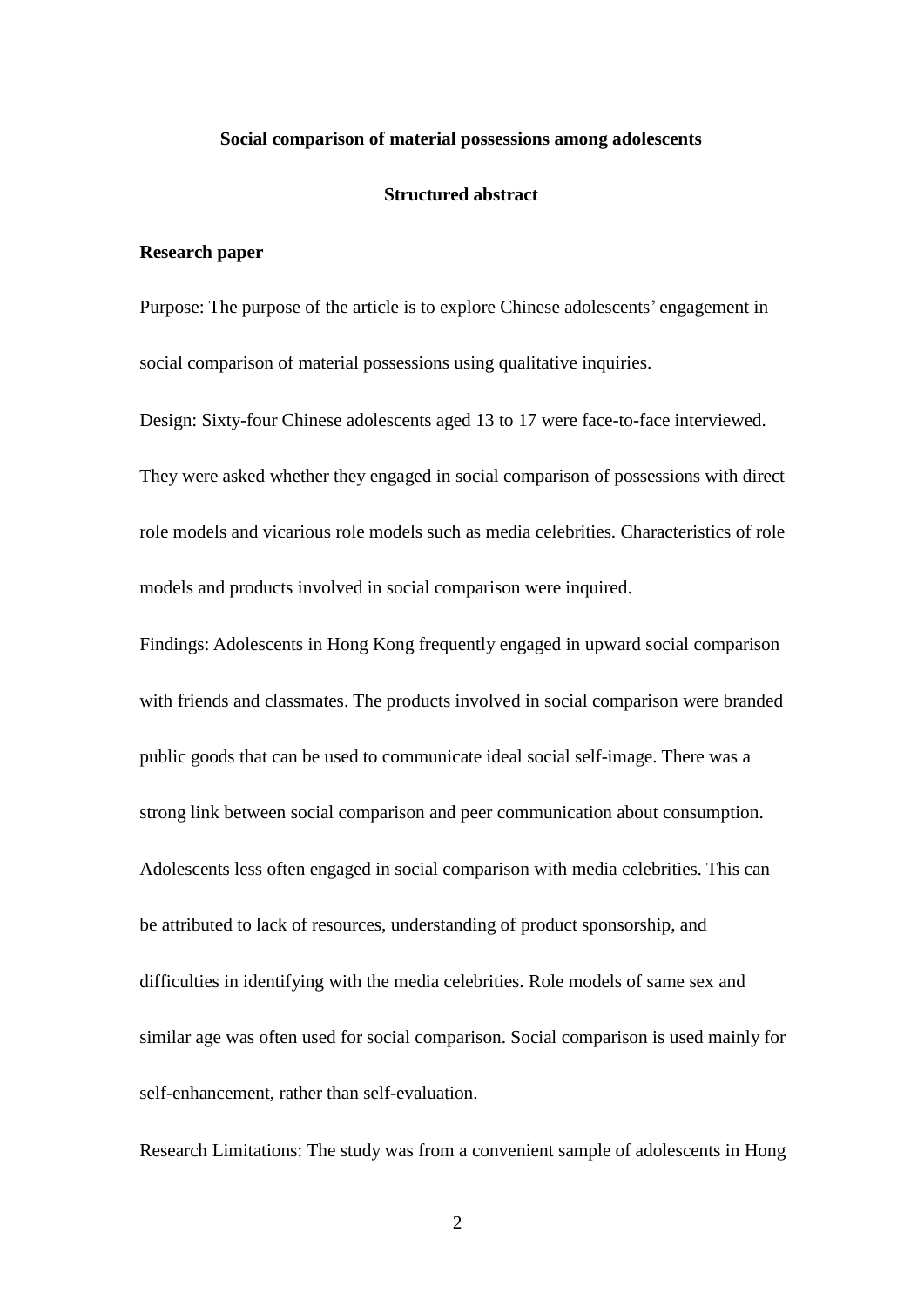**Social comparison of material possessions among adolescents**

**Structured abstract**

**Research paper**

Purpose: The purpose of the article is to explore Chinese adolescents' engagement in social comparison of material possessions using qualitative inquiries.

Design: Sixty-four Chinese adolescents aged 13 to 17 were face-to-face interviewed. They were asked whether they engaged in social comparison of possessions with direct role models and vicarious role models such as media celebrities. Characteristics of role models and products involved in social comparison were inquired.

Findings: Adolescents in Hong Kong frequently engaged in upward social comparison with friends and classmates. The products involved in social comparison were branded public goods that can be used to communicate ideal social self-image. There was a strong link between social comparison and peer communication about consumption. Adolescents less often engaged in social comparison with media celebrities. This can be attributed to lack of resources, understanding of product sponsorship, and difficulties in identifying with the media celebrities. Role models of same sex and similar age was often used for social comparison. Social comparison is used mainly for self-enhancement, rather than self-evaluation.

Research Limitations: The study was from a convenient sample of adolescents in Hong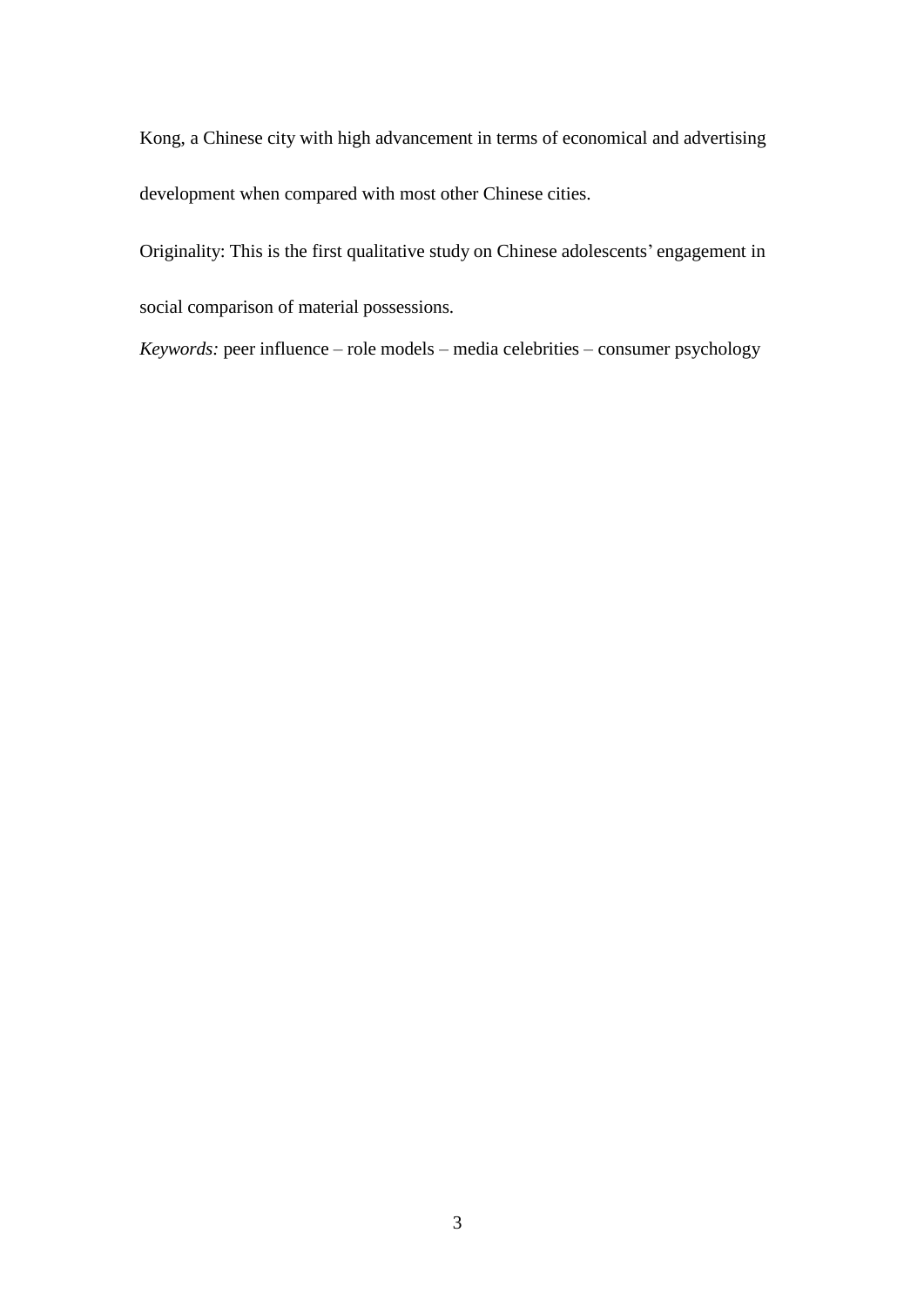Kong, a Chinese city with high advancement in terms of economical and advertising development when compared with most other Chinese cities.

Originality: This is the first qualitative study on Chinese adolescents' engagement in social comparison of material possessions.

*Keywords:* peer influence – role models – media celebrities – consumer psychology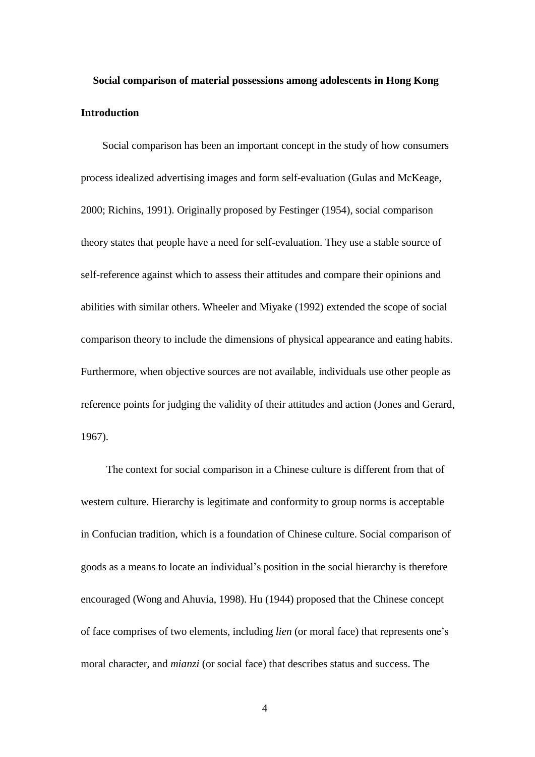**Social comparison of material possessions among adolescents in Hong Kong**

**Introduction**

Social comparison has been an important concept in the study of how consumers process idealized advertising images and form self-evaluation (Gulas and McKeage, 2000; Richins, 1991). Originally proposed by Festinger (1954), social comparison theory states that people have a need for self-evaluation. They use a stable source of self-reference against which to assess their attitudes and compare their opinions and abilities with similar others. Wheeler and Miyake (1992) extended the scope of social comparison theory to include the dimensions of physical appearance and eating habits. Furthermore, when objective sources are not available, individuals use other people as reference points for judging the validity of their attitudes and action (Jones and Gerard, 1967).

The context for social comparison in a Chinese culture is different from that of western culture. Hierarchy is legitimate and conformity to group norms is acceptable in Confucian tradition, which is a foundation of Chinese culture. Social comparison of goods as a means to locate an individual's position in the social hierarchy is therefore encouraged (Wong and Ahuvia, 1998). Hu (1944) proposed that the Chinese concept of face comprises of two elements, including *lien* (or moral face) that represents one's moral character, and *mianzi* (or social face) that describes status and success. The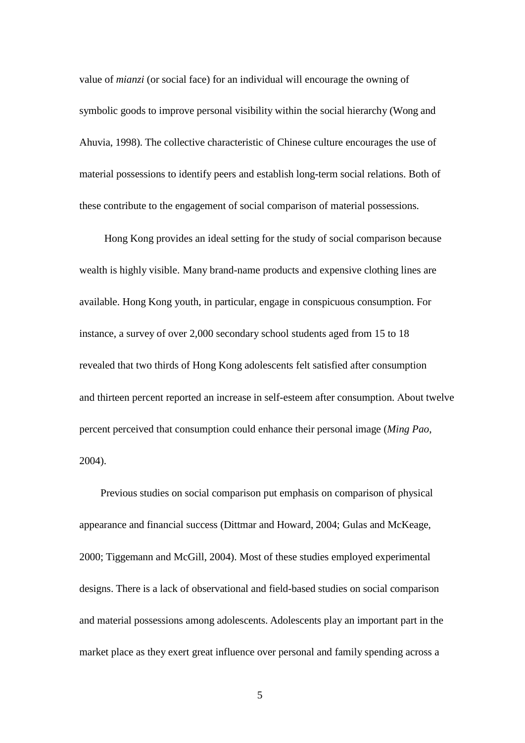value of *mianzi* (or social face) for an individual will encourage the owning of symbolic goods to improve personal visibility within the social hierarchy (Wong and Ahuvia, 1998). The collective characteristic of Chinese culture encourages the use of material possessions to identify peers and establish long-term social relations. Both of these contribute to the engagement of social comparison of material possessions.

Hong Kong provides an ideal setting for the study of social comparison because wealth is highly visible. Many brand-name products and expensive clothing lines are available. Hong Kong youth, in particular, engage in conspicuous consumption. For instance, a survey of over 2,000 secondary school students aged from 15 to 18 revealed that two thirds of Hong Kong adolescents felt satisfied after consumption and thirteen percent reported an increase in self-esteem after consumption. About twelve percent perceived that consumption could enhance their personal image (*Ming Pao*, 2004).

Previous studies on social comparison put emphasis on comparison of physical appearance and financial success (Dittmar and Howard, 2004; Gulas and McKeage, 2000; Tiggemann and McGill, 2004). Most of these studies employed experimental designs. There is a lack of observational and field-based studies on social comparison and material possessions among adolescents. Adolescents play an important part in the market place as they exert great influence over personal and family spending across a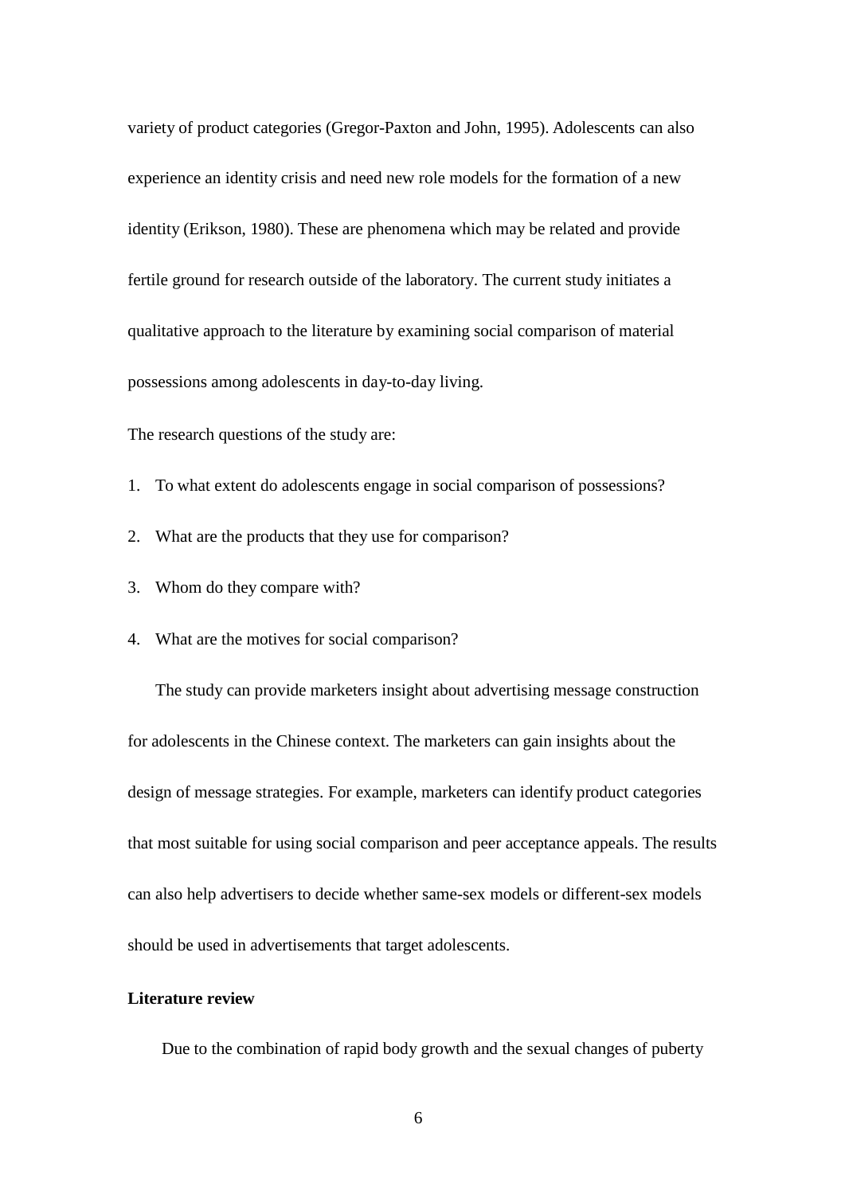variety of product categories (Gregor-Paxton and John, 1995). Adolescents can also experience an identity crisis and need new role models for the formation of a new identity (Erikson, 1980). These are phenomena which may be related and provide fertile ground for research outside of the laboratory. The current study initiates a qualitative approach to the literature by examining social comparison of material possessions among adolescents in day-to-day living.

The research questions of the study are:

1. To what extent do adolescents engage in social comparison of possessions?
2. What are the products that they use for comparison?
3. Whom do they compare with?
4. What are the motives for social comparison?

The study can provide marketers insight about advertising message construction for adolescents in the Chinese context. The marketers can gain insights about the design of message strategies. For example, marketers can identify product categories that most suitable for using social comparison and peer acceptance appeals. The results can also help advertisers to decide whether same-sex models or different-sex models should be used in advertisements that target adolescents.

**Literature review**

Due to the combination of rapid body growth and the sexual changes of puberty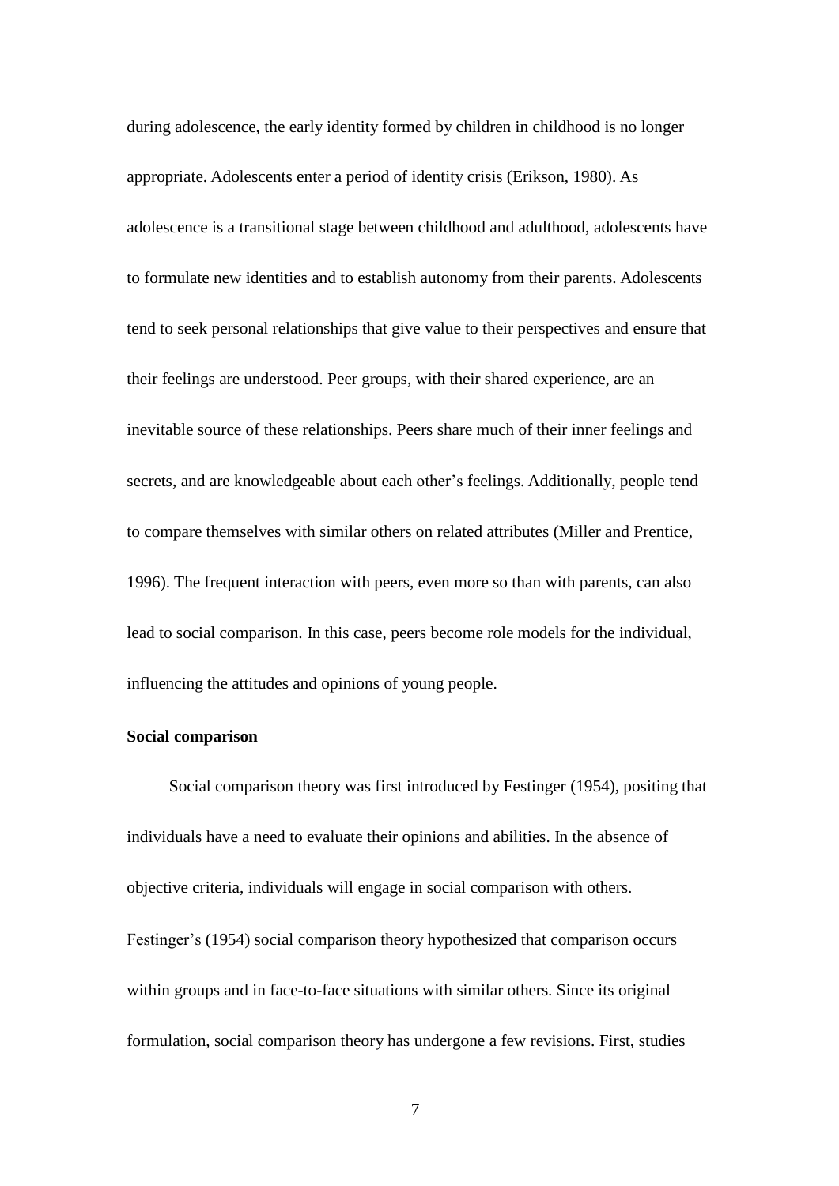during adolescence, the early identity formed by children in childhood is no longer appropriate. Adolescents enter a period of identity crisis (Erikson, 1980). As adolescence is a transitional stage between childhood and adulthood, adolescents have to formulate new identities and to establish autonomy from their parents. Adolescents tend to seek personal relationships that give value to their perspectives and ensure that their feelings are understood. Peer groups, with their shared experience, are an inevitable source of these relationships. Peers share much of their inner feelings and secrets, and are knowledgeable about each other's feelings. Additionally, people tend to compare themselves with similar others on related attributes (Miller and Prentice, 1996). The frequent interaction with peers, even more so than with parents, can also lead to social comparison. In this case, peers become role models for the individual, influencing the attitudes and opinions of young people.

**Social comparison**

Social comparison theory was first introduced by Festinger (1954), positing that individuals have a need to evaluate their opinions and abilities. In the absence of objective criteria, individuals will engage in social comparison with others. Festinger's (1954) social comparison theory hypothesized that comparison occurs within groups and in face-to-face situations with similar others. Since its original formulation, social comparison theory has undergone a few revisions. First, studies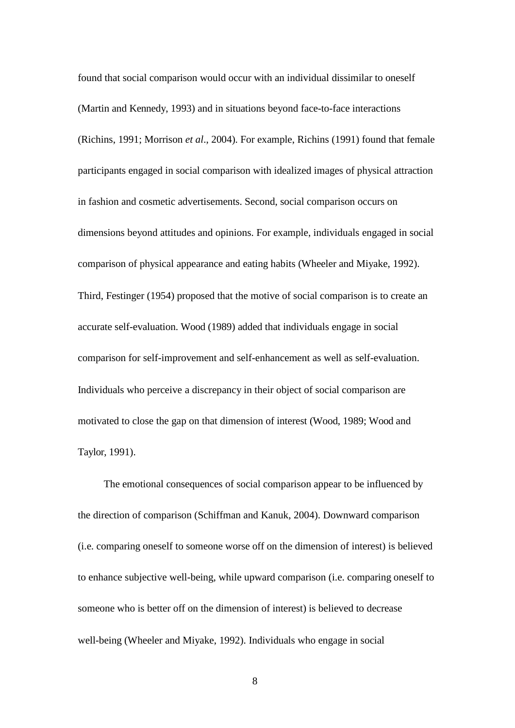found that social comparison would occur with an individual dissimilar to oneself (Martin and Kennedy, 1993) and in situations beyond face-to-face interactions (Richins, 1991; Morrison *et al*., 2004). For example, Richins (1991) found that female participants engaged in social comparison with idealized images of physical attraction in fashion and cosmetic advertisements. Second, social comparison occurs on dimensions beyond attitudes and opinions. For example, individuals engaged in social comparison of physical appearance and eating habits (Wheeler and Miyake, 1992). Third, Festinger (1954) proposed that the motive of social comparison is to create an accurate self-evaluation. Wood (1989) added that individuals engage in social comparison for self-improvement and self-enhancement as well as self-evaluation. Individuals who perceive a discrepancy in their object of social comparison are motivated to close the gap on that dimension of interest (Wood, 1989; Wood and Taylor, 1991).

The emotional consequences of social comparison appear to be influenced by the direction of comparison (Schiffman and Kanuk, 2004). Downward comparison (i.e. comparing oneself to someone worse off on the dimension of interest) is believed to enhance subjective well-being, while upward comparison (i.e. comparing oneself to someone who is better off on the dimension of interest) is believed to decrease well-being (Wheeler and Miyake, 1992). Individuals who engage in social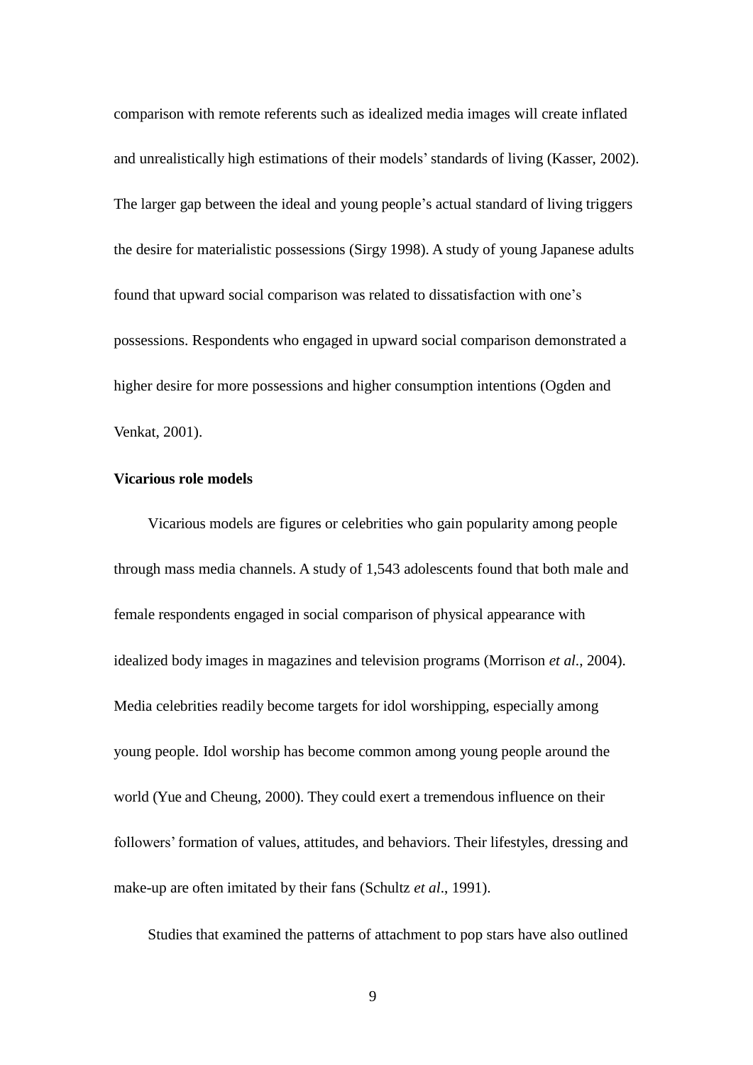comparison with remote referents such as idealized media images will create inflated and unrealistically high estimations of their models' standards of living (Kasser, 2002). The larger gap between the ideal and young people's actual standard of living triggers the desire for materialistic possessions (Sirgy 1998). A study of young Japanese adults found that upward social comparison was related to dissatisfaction with one's possessions. Respondents who engaged in upward social comparison demonstrated a higher desire for more possessions and higher consumption intentions (Ogden and Venkat, 2001).

**Vicarious role models**

Vicarious models are figures or celebrities who gain popularity among people through mass media channels. A study of 1,543 adolescents found that both male and female respondents engaged in social comparison of physical appearance with idealized body images in magazines and television programs (Morrison *et al*., 2004). Media celebrities readily become targets for idol worshipping, especially among young people. Idol worship has become common among young people around the world (Yue and Cheung, 2000). They could exert a tremendous influence on their followers' formation of values, attitudes, and behaviors. Their lifestyles, dressing and make-up are often imitated by their fans (Schultz *et al*., 1991).

Studies that examined the patterns of attachment to pop stars have also outlined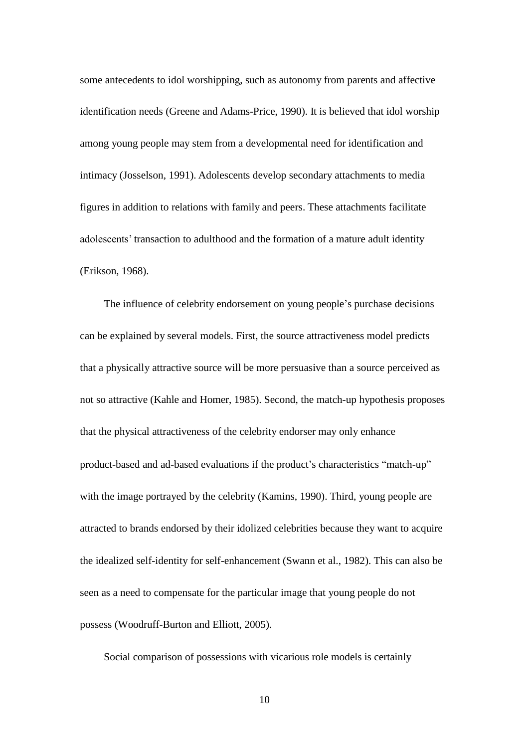some antecedents to idol worshipping, such as autonomy from parents and affective identification needs (Greene and Adams-Price, 1990). It is believed that idol worship among young people may stem from a developmental need for identification and intimacy (Josselson, 1991). Adolescents develop secondary attachments to media figures in addition to relations with family and peers. These attachments facilitate adolescents' transaction to adulthood and the formation of a mature adult identity (Erikson, 1968).

The influence of celebrity endorsement on young people's purchase decisions can be explained by several models. First, the source attractiveness model predicts that a physically attractive source will be more persuasive than a source perceived as not so attractive (Kahle and Homer, 1985). Second, the match-up hypothesis proposes that the physical attractiveness of the celebrity endorser may only enhance product-based and ad-based evaluations if the product's characteristics "match-up" with the image portrayed by the celebrity (Kamins, 1990). Third, young people are attracted to brands endorsed by their idolized celebrities because they want to acquire the idealized self-identity for self-enhancement (Swann et al., 1982). This can also be seen as a need to compensate for the particular image that young people do not possess (Woodruff-Burton and Elliott, 2005).

Social comparison of possessions with vicarious role models is certainly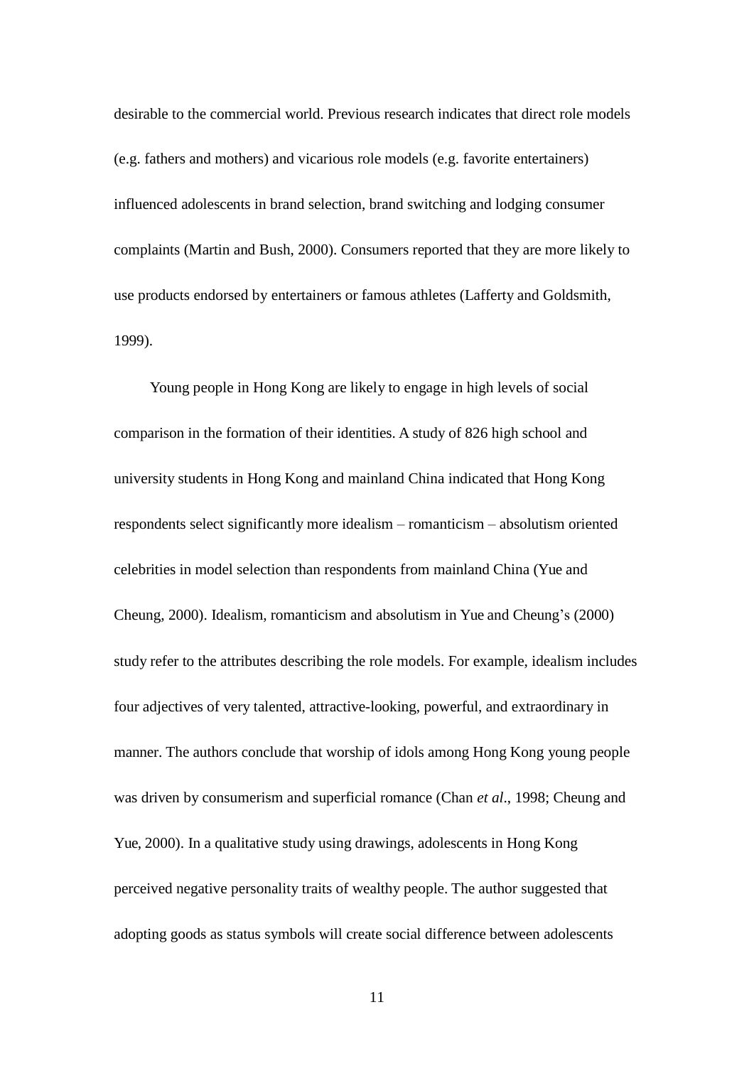desirable to the commercial world. Previous research indicates that direct role models (e.g. fathers and mothers) and vicarious role models (e.g. favorite entertainers) influenced adolescents in brand selection, brand switching and lodging consumer complaints (Martin and Bush, 2000). Consumers reported that they are more likely to use products endorsed by entertainers or famous athletes (Lafferty and Goldsmith, 1999).

Young people in Hong Kong are likely to engage in high levels of social comparison in the formation of their identities. A study of 826 high school and university students in Hong Kong and mainland China indicated that Hong Kong respondents select significantly more idealism – romanticism – absolutism oriented celebrities in model selection than respondents from mainland China (Yue and Cheung, 2000). Idealism, romanticism and absolutism in Yue and Cheung's (2000) study refer to the attributes describing the role models. For example, idealism includes four adjectives of very talented, attractive-looking, powerful, and extraordinary in manner. The authors conclude that worship of idols among Hong Kong young people was driven by consumerism and superficial romance (Chan *et al*., 1998; Cheung and Yue, 2000). In a qualitative study using drawings, adolescents in Hong Kong perceived negative personality traits of wealthy people. The author suggested that adopting goods as status symbols will create social difference between adolescents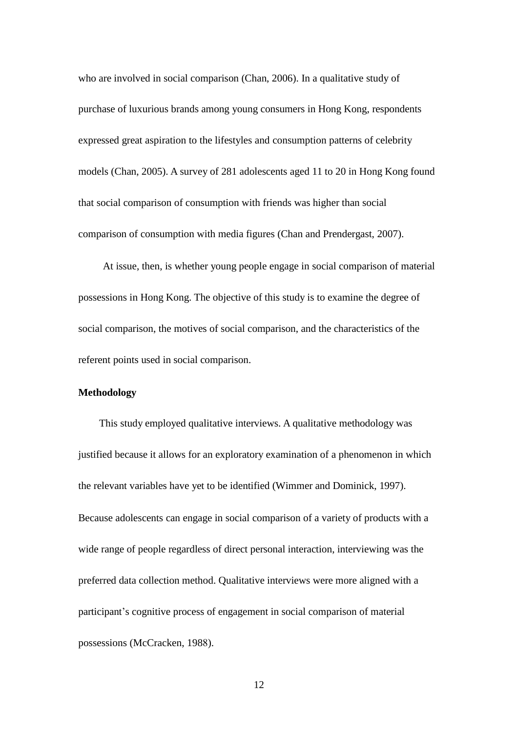who are involved in social comparison (Chan, 2006). In a qualitative study of purchase of luxurious brands among young consumers in Hong Kong, respondents expressed great aspiration to the lifestyles and consumption patterns of celebrity models (Chan, 2005). A survey of 281 adolescents aged 11 to 20 in Hong Kong found that social comparison of consumption with friends was higher than social comparison of consumption with media figures (Chan and Prendergast, 2007).

At issue, then, is whether young people engage in social comparison of material possessions in Hong Kong. The objective of this study is to examine the degree of social comparison, the motives of social comparison, and the characteristics of the referent points used in social comparison.

**Methodology**

This study employed qualitative interviews. A qualitative methodology was justified because it allows for an exploratory examination of a phenomenon in which the relevant variables have yet to be identified (Wimmer and Dominick, 1997). Because adolescents can engage in social comparison of a variety of products with a wide range of people regardless of direct personal interaction, interviewing was the preferred data collection method. Qualitative interviews were more aligned with a participant's cognitive process of engagement in social comparison of material possessions (McCracken, 1988).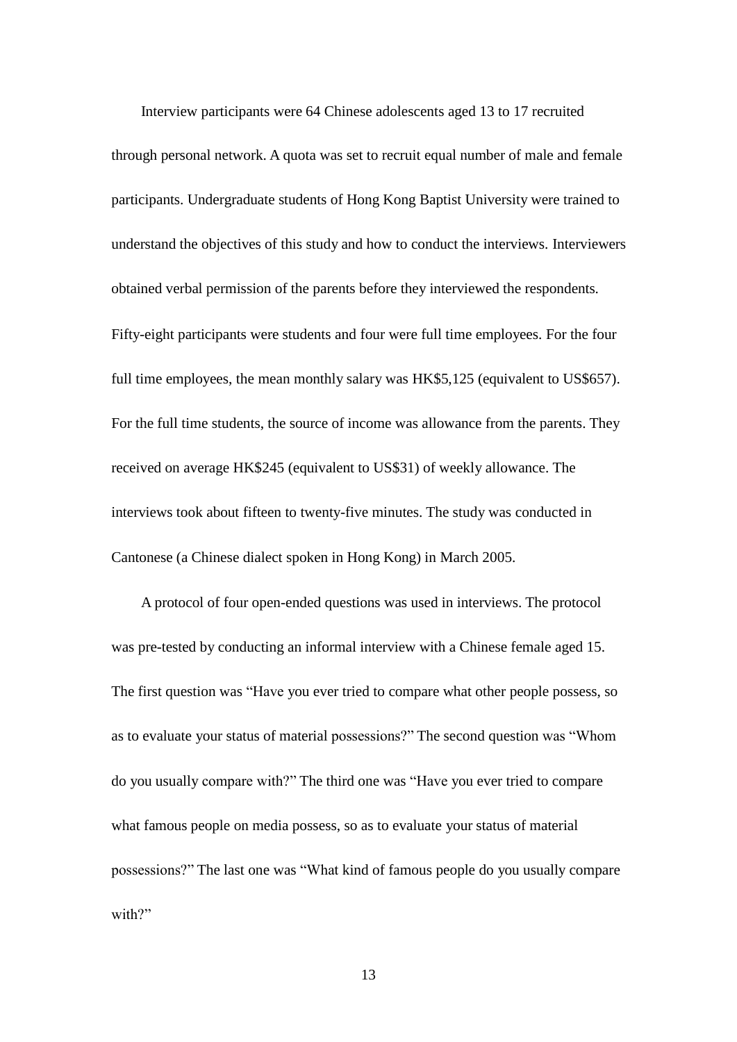Interview participants were 64 Chinese adolescents aged 13 to 17 recruited through personal network. A quota was set to recruit equal number of male and female participants. Undergraduate students of Hong Kong Baptist University were trained to understand the objectives of this study and how to conduct the interviews. Interviewers obtained verbal permission of the parents before they interviewed the respondents. Fifty-eight participants were students and four were full time employees. For the four full time employees, the mean monthly salary was HK$5,125 (equivalent to US$657). For the full time students, the source of income was allowance from the parents. They received on average HK$245 (equivalent to US$31) of weekly allowance. The interviews took about fifteen to twenty-five minutes. The study was conducted in Cantonese (a Chinese dialect spoken in Hong Kong) in March 2005.

A protocol of four open-ended questions was used in interviews. The protocol was pre-tested by conducting an informal interview with a Chinese female aged 15. The first question was "Have you ever tried to compare what other people possess, so as to evaluate your status of material possessions?" The second question was "Whom do you usually compare with?" The third one was "Have you ever tried to compare what famous people on media possess, so as to evaluate your status of material possessions?" The last one was "What kind of famous people do you usually compare with?"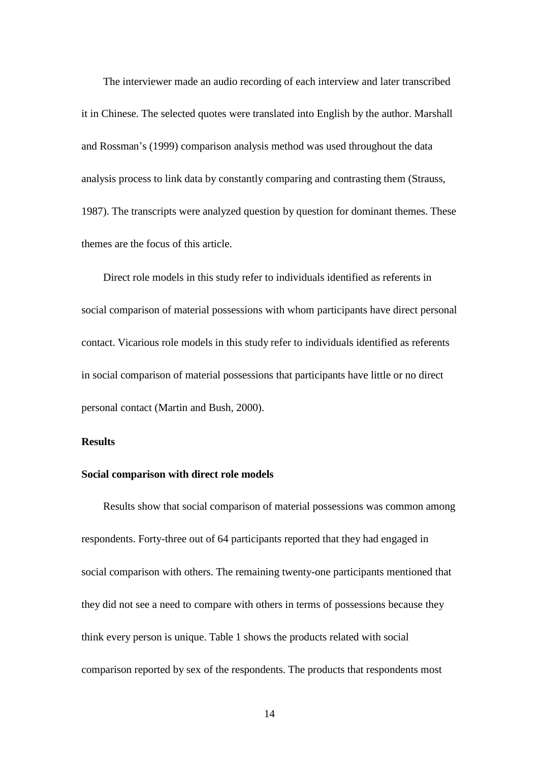The interviewer made an audio recording of each interview and later transcribed it in Chinese. The selected quotes were translated into English by the author. Marshall and Rossman's (1999) comparison analysis method was used throughout the data analysis process to link data by constantly comparing and contrasting them (Strauss, 1987). The transcripts were analyzed question by question for dominant themes. These themes are the focus of this article.

Direct role models in this study refer to individuals identified as referents in social comparison of material possessions with whom participants have direct personal contact. Vicarious role models in this study refer to individuals identified as referents in social comparison of material possessions that participants have little or no direct personal contact (Martin and Bush, 2000).

## Results

### Social comparison with direct role models

Results show that social comparison of material possessions was common among respondents. Forty-three out of 64 participants reported that they had engaged in social comparison with others. The remaining twenty-one participants mentioned that they did not see a need to compare with others in terms of possessions because they think every person is unique. Table 1 shows the products related with social comparison reported by sex of the respondents. The products that respondents most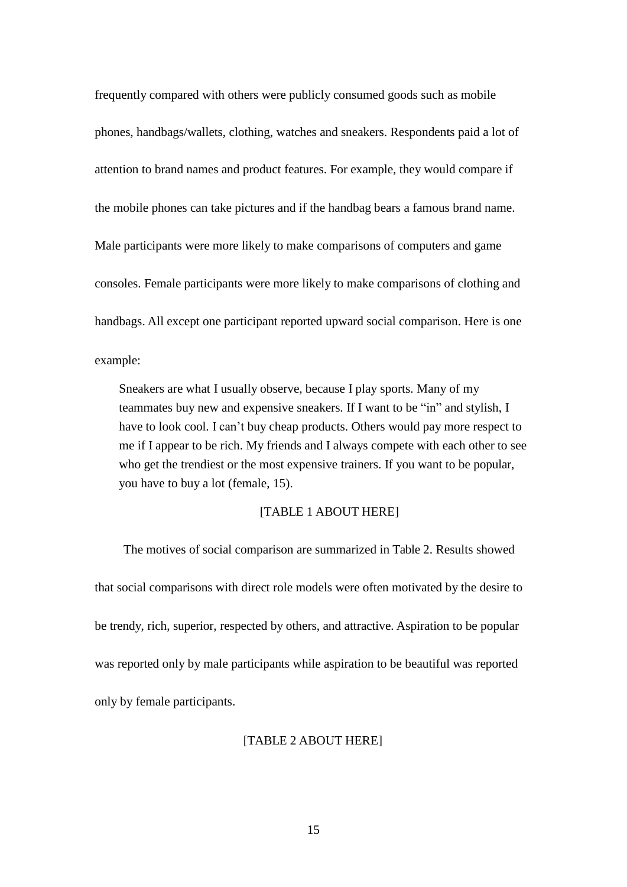frequently compared with others were publicly consumed goods such as mobile phones, handbags/wallets, clothing, watches and sneakers. Respondents paid a lot of attention to brand names and product features. For example, they would compare if the mobile phones can take pictures and if the handbag bears a famous brand name. Male participants were more likely to make comparisons of computers and game consoles. Female participants were more likely to make comparisons of clothing and handbags. All except one participant reported upward social comparison. Here is one example:

> Sneakers are what I usually observe, because I play sports. Many of my teammates buy new and expensive sneakers. If I want to be "in" and stylish, I have to look cool. I can't buy cheap products. Others would pay more respect to me if I appear to be rich. My friends and I always compete with each other to see who get the trendiest or the most expensive trainers. If you want to be popular, you have to buy a lot (female, 15).

[TABLE 1 ABOUT HERE]

The motives of social comparison are summarized in Table 2. Results showed that social comparisons with direct role models were often motivated by the desire to be trendy, rich, superior, respected by others, and attractive. Aspiration to be popular was reported only by male participants while aspiration to be beautiful was reported only by female participants.

[TABLE 2 ABOUT HERE]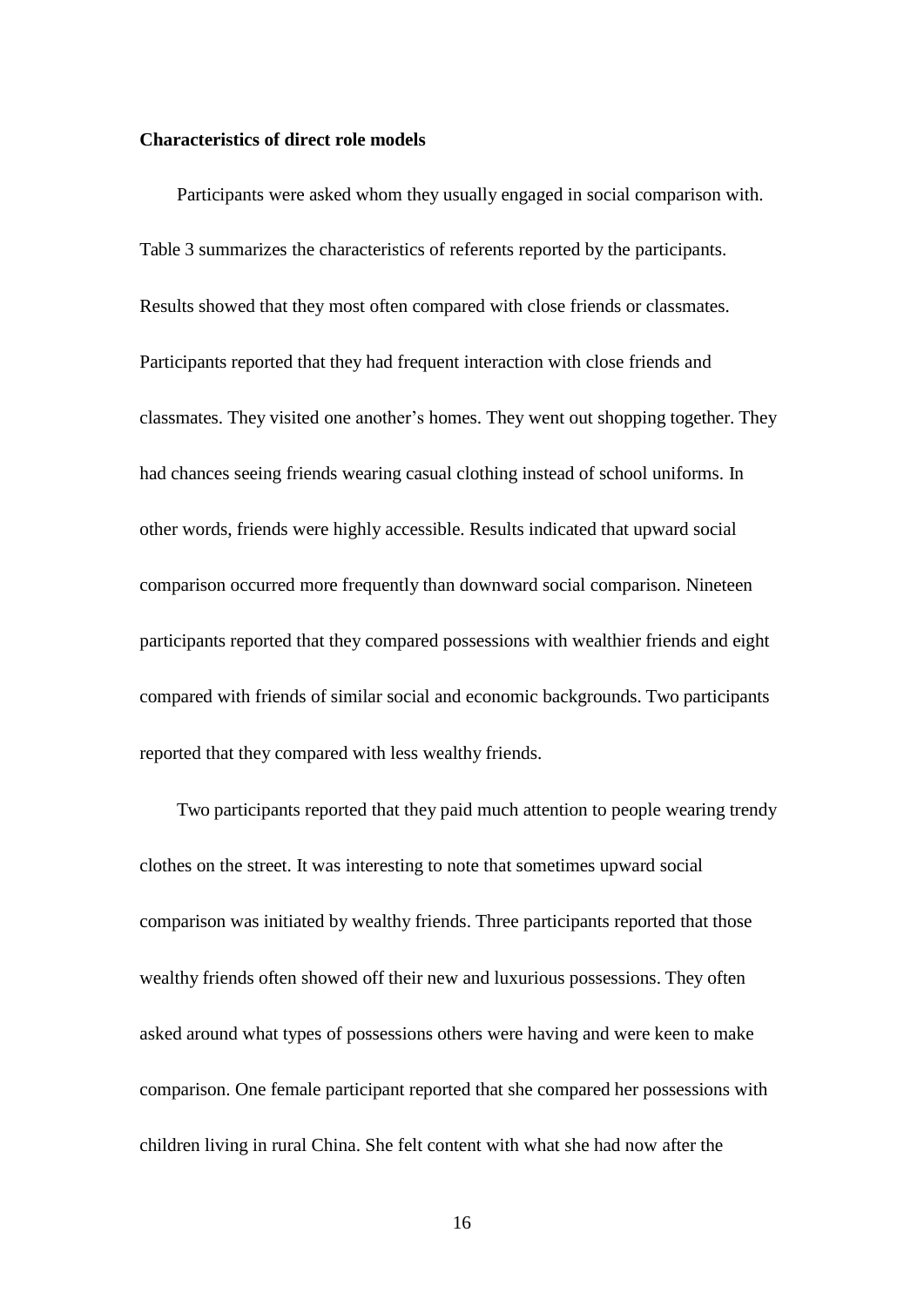**Characteristics of direct role models**

Participants were asked whom they usually engaged in social comparison with. Table 3 summarizes the characteristics of referents reported by the participants. Results showed that they most often compared with close friends or classmates. Participants reported that they had frequent interaction with close friends and classmates. They visited one another's homes. They went out shopping together. They had chances seeing friends wearing casual clothing instead of school uniforms. In other words, friends were highly accessible. Results indicated that upward social comparison occurred more frequently than downward social comparison. Nineteen participants reported that they compared possessions with wealthier friends and eight compared with friends of similar social and economic backgrounds. Two participants reported that they compared with less wealthy friends.

Two participants reported that they paid much attention to people wearing trendy clothes on the street. It was interesting to note that sometimes upward social comparison was initiated by wealthy friends. Three participants reported that those wealthy friends often showed off their new and luxurious possessions. They often asked around what types of possessions others were having and were keen to make comparison. One female participant reported that she compared her possessions with children living in rural China. She felt content with what she had now after the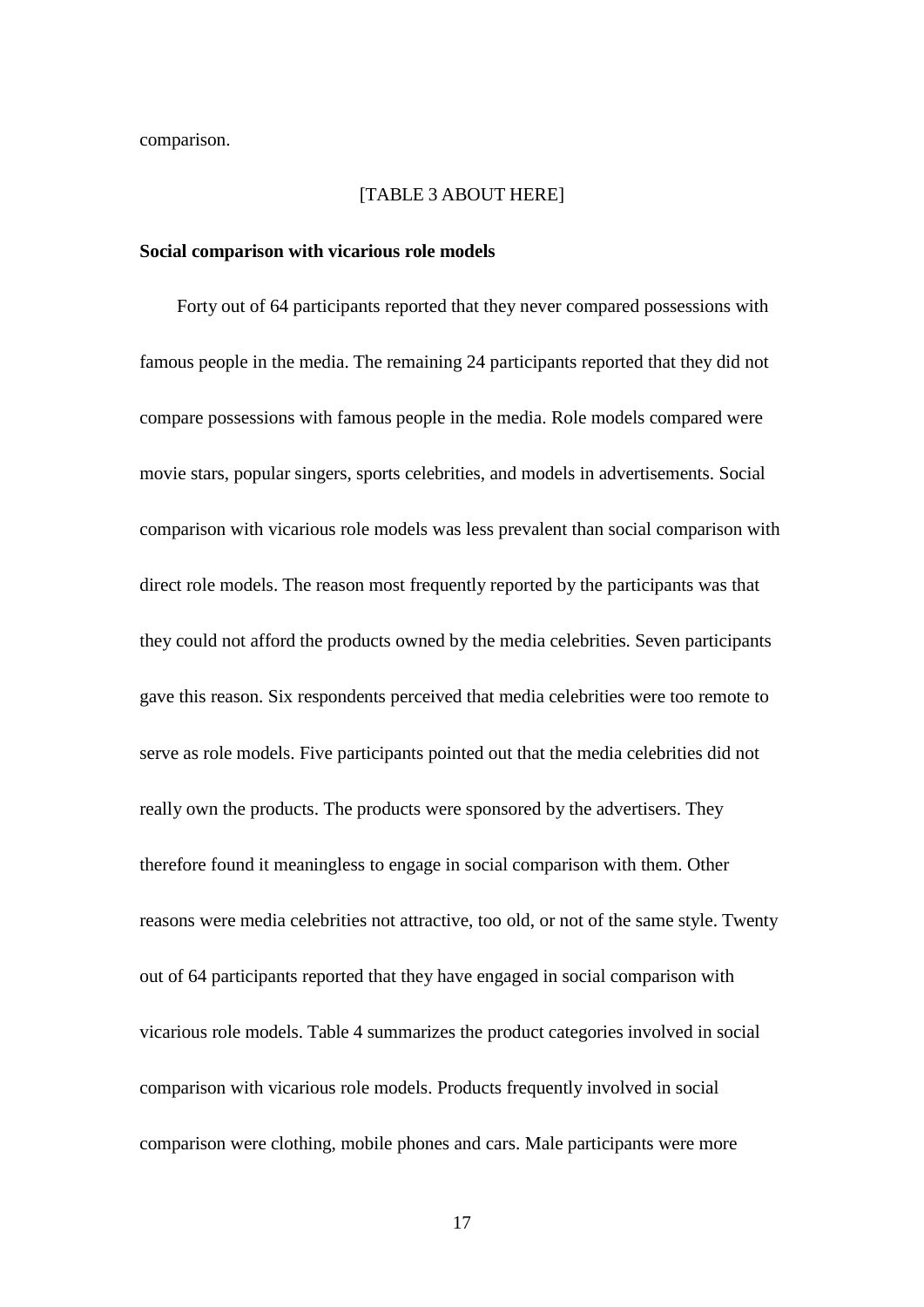comparison.

[TABLE 3 ABOUT HERE]

**Social comparison with vicarious role models**

Forty out of 64 participants reported that they never compared possessions with famous people in the media. The remaining 24 participants reported that they did not compare possessions with famous people in the media. Role models compared were movie stars, popular singers, sports celebrities, and models in advertisements. Social comparison with vicarious role models was less prevalent than social comparison with direct role models. The reason most frequently reported by the participants was that they could not afford the products owned by the media celebrities. Seven participants gave this reason. Six respondents perceived that media celebrities were too remote to serve as role models. Five participants pointed out that the media celebrities did not really own the products. The products were sponsored by the advertisers. They therefore found it meaningless to engage in social comparison with them. Other reasons were media celebrities not attractive, too old, or not of the same style. Twenty out of 64 participants reported that they have engaged in social comparison with vicarious role models. Table 4 summarizes the product categories involved in social comparison with vicarious role models. Products frequently involved in social comparison were clothing, mobile phones and cars. Male participants were more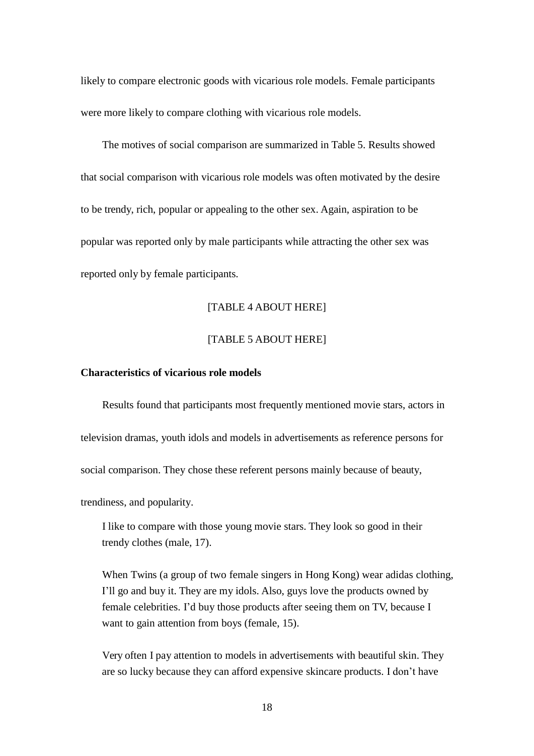likely to compare electronic goods with vicarious role models. Female participants were more likely to compare clothing with vicarious role models.

The motives of social comparison are summarized in Table 5. Results showed that social comparison with vicarious role models was often motivated by the desire to be trendy, rich, popular or appealing to the other sex. Again, aspiration to be popular was reported only by male participants while attracting the other sex was reported only by female participants.

[TABLE 4 ABOUT HERE]

[TABLE 5 ABOUT HERE]

**Characteristics of vicarious role models**

Results found that participants most frequently mentioned movie stars, actors in television dramas, youth idols and models in advertisements as reference persons for social comparison. They chose these referent persons mainly because of beauty, trendiness, and popularity.

> I like to compare with those young movie stars. They look so good in their trendy clothes (male, 17).
>
> When Twins (a group of two female singers in Hong Kong) wear adidas clothing, I'll go and buy it. They are my idols. Also, guys love the products owned by female celebrities. I'd buy those products after seeing them on TV, because I want to gain attention from boys (female, 15).
>
> Very often I pay attention to models in advertisements with beautiful skin. They are so lucky because they can afford expensive skincare products. I don't have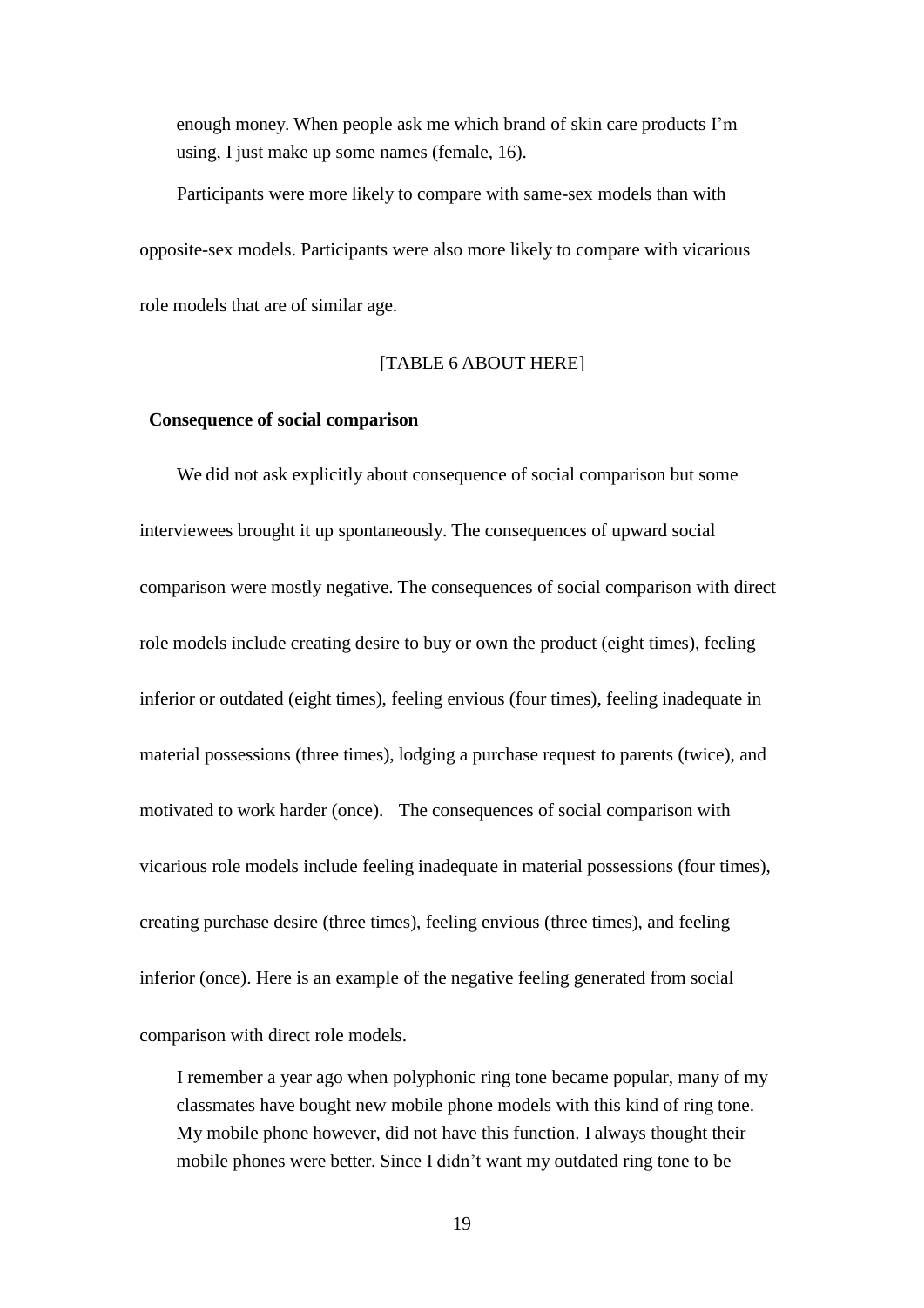> enough money. When people ask me which brand of skin care products I'm using, I just make up some names (female, 16).

Participants were more likely to compare with same-sex models than with opposite-sex models. Participants were also more likely to compare with vicarious role models that are of similar age.

[TABLE 6 ABOUT HERE]

**Consequence of social comparison**

We did not ask explicitly about consequence of social comparison but some interviewees brought it up spontaneously. The consequences of upward social comparison were mostly negative. The consequences of social comparison with direct role models include creating desire to buy or own the product (eight times), feeling inferior or outdated (eight times), feeling envious (four times), feeling inadequate in material possessions (three times), lodging a purchase request to parents (twice), and motivated to work harder (once). The consequences of social comparison with vicarious role models include feeling inadequate in material possessions (four times), creating purchase desire (three times), feeling envious (three times), and feeling inferior (once). Here is an example of the negative feeling generated from social comparison with direct role models.

> I remember a year ago when polyphonic ring tone became popular, many of my classmates have bought new mobile phone models with this kind of ring tone. My mobile phone however, did not have this function. I always thought their mobile phones were better. Since I didn't want my outdated ring tone to be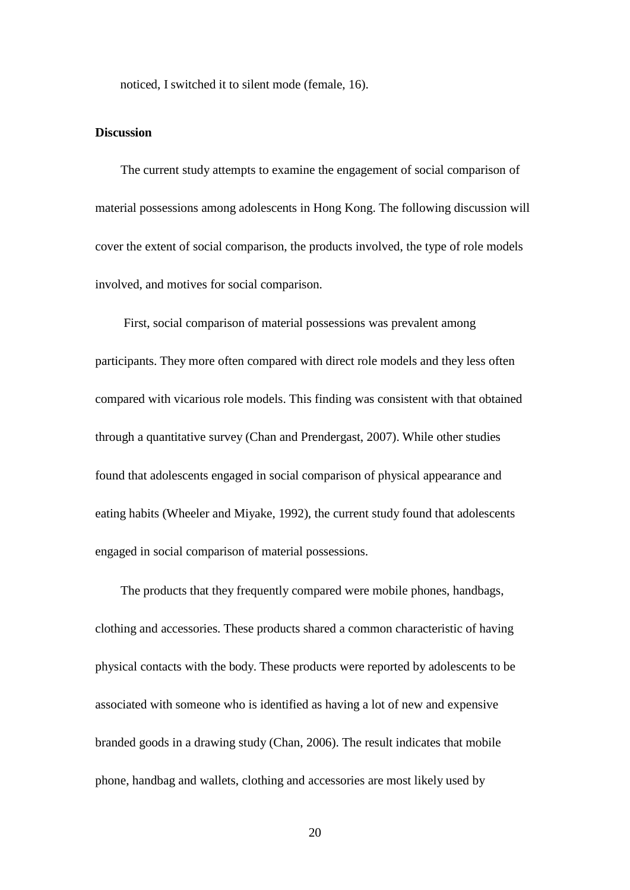noticed, I switched it to silent mode (female, 16).

**Discussion**

The current study attempts to examine the engagement of social comparison of material possessions among adolescents in Hong Kong. The following discussion will cover the extent of social comparison, the products involved, the type of role models involved, and motives for social comparison.

First, social comparison of material possessions was prevalent among participants. They more often compared with direct role models and they less often compared with vicarious role models. This finding was consistent with that obtained through a quantitative survey (Chan and Prendergast, 2007). While other studies found that adolescents engaged in social comparison of physical appearance and eating habits (Wheeler and Miyake, 1992), the current study found that adolescents engaged in social comparison of material possessions.

The products that they frequently compared were mobile phones, handbags, clothing and accessories. These products shared a common characteristic of having physical contacts with the body. These products were reported by adolescents to be associated with someone who is identified as having a lot of new and expensive branded goods in a drawing study (Chan, 2006). The result indicates that mobile phone, handbag and wallets, clothing and accessories are most likely used by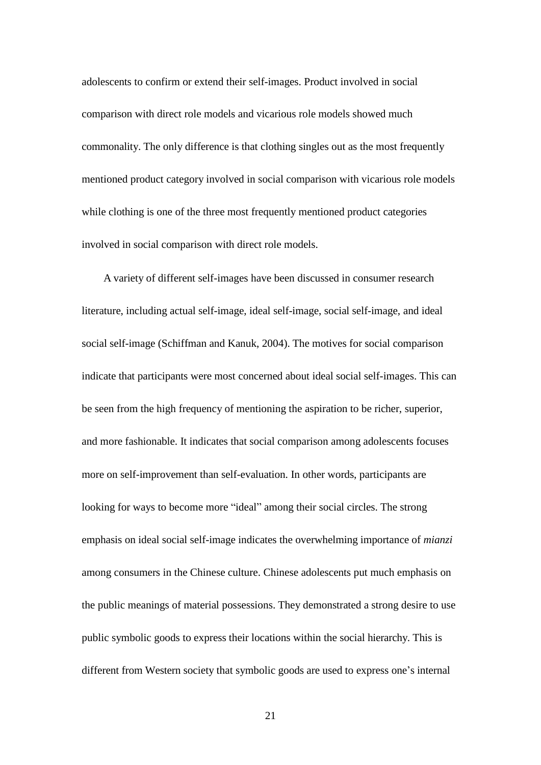adolescents to confirm or extend their self-images. Product involved in social comparison with direct role models and vicarious role models showed much commonality. The only difference is that clothing singles out as the most frequently mentioned product category involved in social comparison with vicarious role models while clothing is one of the three most frequently mentioned product categories involved in social comparison with direct role models.

A variety of different self-images have been discussed in consumer research literature, including actual self-image, ideal self-image, social self-image, and ideal social self-image (Schiffman and Kanuk, 2004). The motives for social comparison indicate that participants were most concerned about ideal social self-images. This can be seen from the high frequency of mentioning the aspiration to be richer, superior, and more fashionable. It indicates that social comparison among adolescents focuses more on self-improvement than self-evaluation. In other words, participants are looking for ways to become more "ideal" among their social circles. The strong emphasis on ideal social self-image indicates the overwhelming importance of *mianzi* among consumers in the Chinese culture. Chinese adolescents put much emphasis on the public meanings of material possessions. They demonstrated a strong desire to use public symbolic goods to express their locations within the social hierarchy. This is different from Western society that symbolic goods are used to express one's internal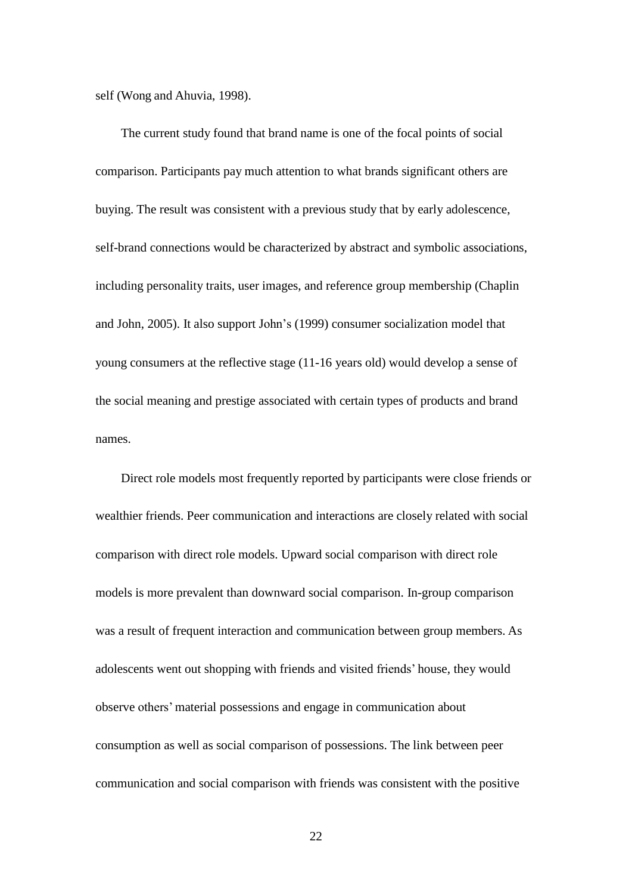self (Wong and Ahuvia, 1998).

The current study found that brand name is one of the focal points of social comparison. Participants pay much attention to what brands significant others are buying. The result was consistent with a previous study that by early adolescence, self-brand connections would be characterized by abstract and symbolic associations, including personality traits, user images, and reference group membership (Chaplin and John, 2005). It also support John's (1999) consumer socialization model that young consumers at the reflective stage (11-16 years old) would develop a sense of the social meaning and prestige associated with certain types of products and brand names.

Direct role models most frequently reported by participants were close friends or wealthier friends. Peer communication and interactions are closely related with social comparison with direct role models. Upward social comparison with direct role models is more prevalent than downward social comparison. In-group comparison was a result of frequent interaction and communication between group members. As adolescents went out shopping with friends and visited friends' house, they would observe others' material possessions and engage in communication about consumption as well as social comparison of possessions. The link between peer communication and social comparison with friends was consistent with the positive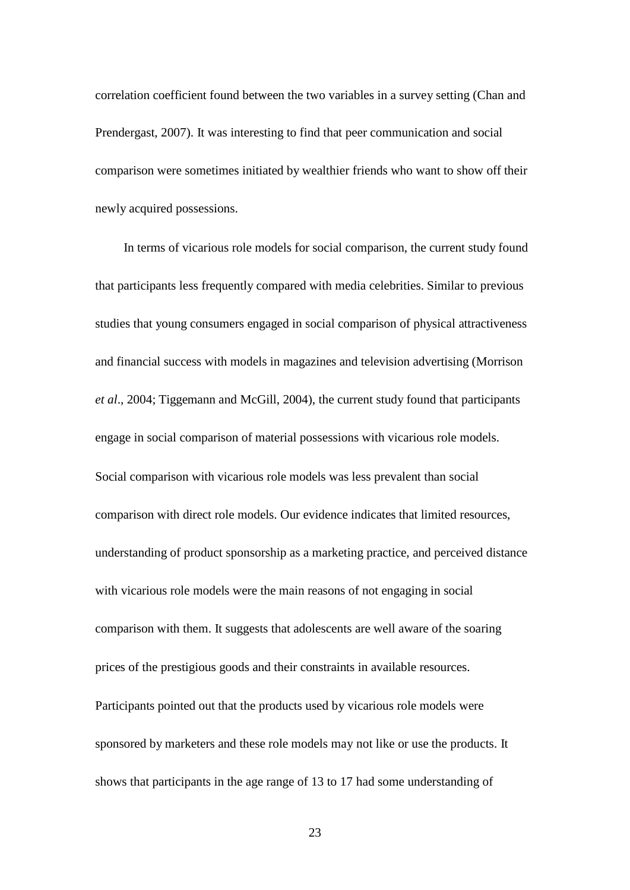correlation coefficient found between the two variables in a survey setting (Chan and Prendergast, 2007). It was interesting to find that peer communication and social comparison were sometimes initiated by wealthier friends who want to show off their newly acquired possessions.

In terms of vicarious role models for social comparison, the current study found that participants less frequently compared with media celebrities. Similar to previous studies that young consumers engaged in social comparison of physical attractiveness and financial success with models in magazines and television advertising (Morrison *et al*., 2004; Tiggemann and McGill, 2004), the current study found that participants engage in social comparison of material possessions with vicarious role models. Social comparison with vicarious role models was less prevalent than social comparison with direct role models. Our evidence indicates that limited resources, understanding of product sponsorship as a marketing practice, and perceived distance with vicarious role models were the main reasons of not engaging in social comparison with them. It suggests that adolescents are well aware of the soaring prices of the prestigious goods and their constraints in available resources. Participants pointed out that the products used by vicarious role models were sponsored by marketers and these role models may not like or use the products. It shows that participants in the age range of 13 to 17 had some understanding of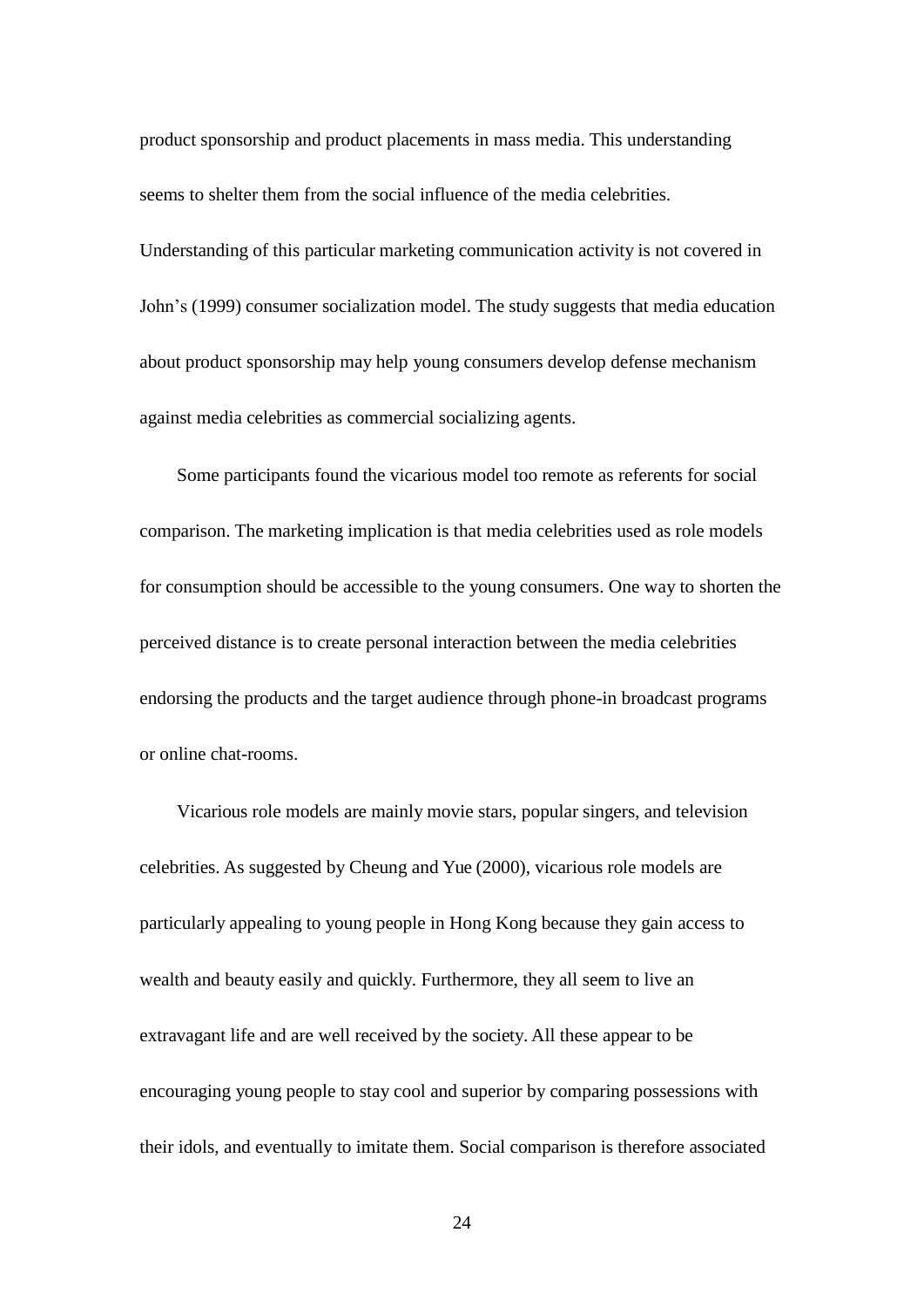product sponsorship and product placements in mass media. This understanding seems to shelter them from the social influence of the media celebrities. Understanding of this particular marketing communication activity is not covered in John's (1999) consumer socialization model. The study suggests that media education about product sponsorship may help young consumers develop defense mechanism against media celebrities as commercial socializing agents.

Some participants found the vicarious model too remote as referents for social comparison. The marketing implication is that media celebrities used as role models for consumption should be accessible to the young consumers. One way to shorten the perceived distance is to create personal interaction between the media celebrities endorsing the products and the target audience through phone-in broadcast programs or online chat-rooms.

Vicarious role models are mainly movie stars, popular singers, and television celebrities. As suggested by Cheung and Yue (2000), vicarious role models are particularly appealing to young people in Hong Kong because they gain access to wealth and beauty easily and quickly. Furthermore, they all seem to live an extravagant life and are well received by the society. All these appear to be encouraging young people to stay cool and superior by comparing possessions with their idols, and eventually to imitate them. Social comparison is therefore associated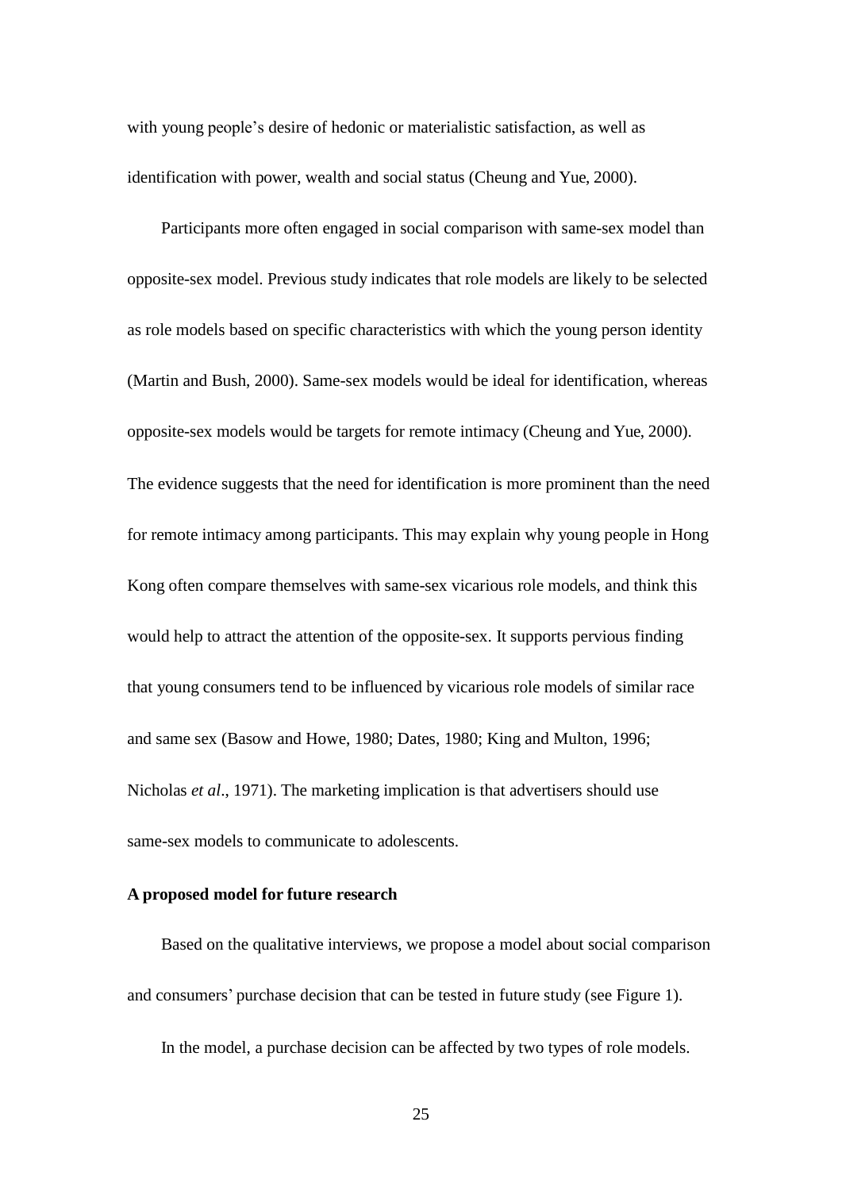with young people's desire of hedonic or materialistic satisfaction, as well as identification with power, wealth and social status (Cheung and Yue, 2000).

Participants more often engaged in social comparison with same-sex model than opposite-sex model. Previous study indicates that role models are likely to be selected as role models based on specific characteristics with which the young person identity (Martin and Bush, 2000). Same-sex models would be ideal for identification, whereas opposite-sex models would be targets for remote intimacy (Cheung and Yue, 2000). The evidence suggests that the need for identification is more prominent than the need for remote intimacy among participants. This may explain why young people in Hong Kong often compare themselves with same-sex vicarious role models, and think this would help to attract the attention of the opposite-sex. It supports pervious finding that young consumers tend to be influenced by vicarious role models of similar race and same sex (Basow and Howe, 1980; Dates, 1980; King and Multon, 1996; Nicholas *et al*., 1971). The marketing implication is that advertisers should use same-sex models to communicate to adolescents.

**A proposed model for future research**

Based on the qualitative interviews, we propose a model about social comparison and consumers' purchase decision that can be tested in future study (see Figure 1).

In the model, a purchase decision can be affected by two types of role models.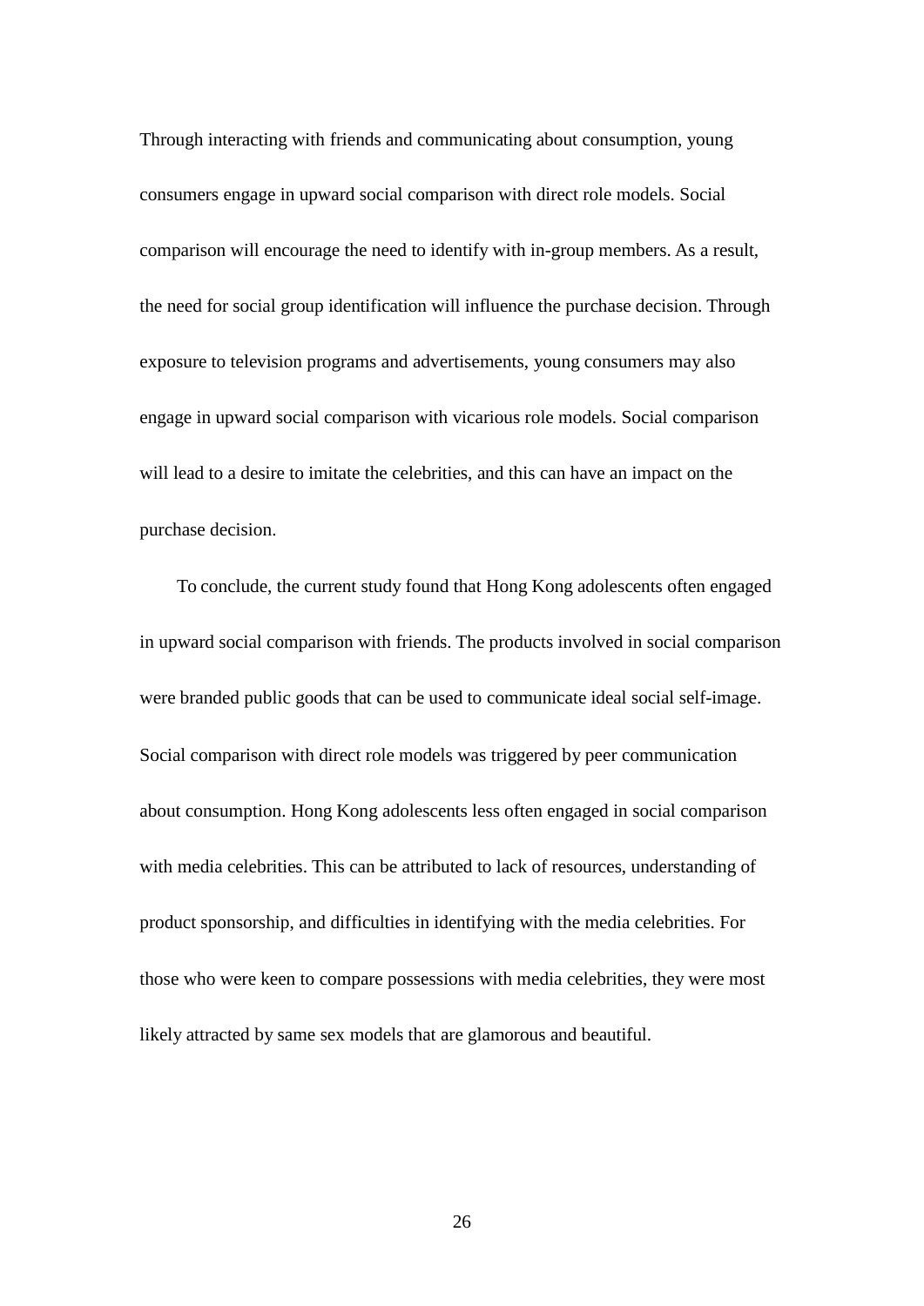Through interacting with friends and communicating about consumption, young consumers engage in upward social comparison with direct role models. Social comparison will encourage the need to identify with in-group members. As a result, the need for social group identification will influence the purchase decision. Through exposure to television programs and advertisements, young consumers may also engage in upward social comparison with vicarious role models. Social comparison will lead to a desire to imitate the celebrities, and this can have an impact on the purchase decision.

To conclude, the current study found that Hong Kong adolescents often engaged in upward social comparison with friends. The products involved in social comparison were branded public goods that can be used to communicate ideal social self-image. Social comparison with direct role models was triggered by peer communication about consumption. Hong Kong adolescents less often engaged in social comparison with media celebrities. This can be attributed to lack of resources, understanding of product sponsorship, and difficulties in identifying with the media celebrities. For those who were keen to compare possessions with media celebrities, they were most likely attracted by same sex models that are glamorous and beautiful.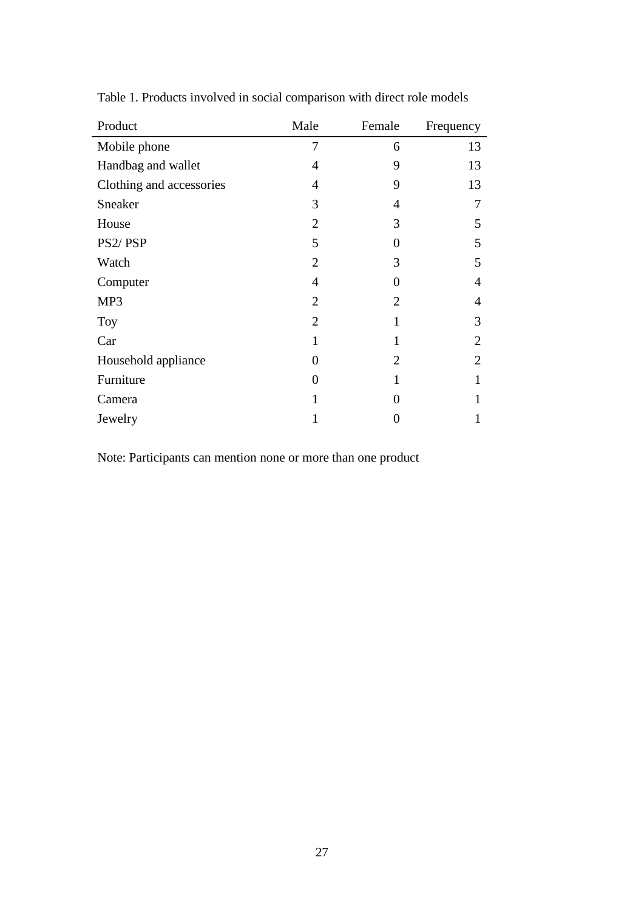Table 1. Products involved in social comparison with direct role models

| Product | Male | Female | Frequency |
|---|---|---|---|
| Mobile phone | 7 | 6 | 13 |
| Handbag and wallet | 4 | 9 | 13 |
| Clothing and accessories | 4 | 9 | 13 |
| Sneaker | 3 | 4 | 7 |
| House | 2 | 3 | 5 |
| PS2/ PSP | 5 | 0 | 5 |
| Watch | 2 | 3 | 5 |
| Computer | 4 | 0 | 4 |
| MP3 | 2 | 2 | 4 |
| Toy | 2 | 1 | 3 |
| Car | 1 | 1 | 2 |
| Household appliance | 0 | 2 | 2 |
| Furniture | 0 | 1 | 1 |
| Camera | 1 | 0 | 1 |
| Jewelry | 1 | 0 | 1 |

Note: Participants can mention none or more than one product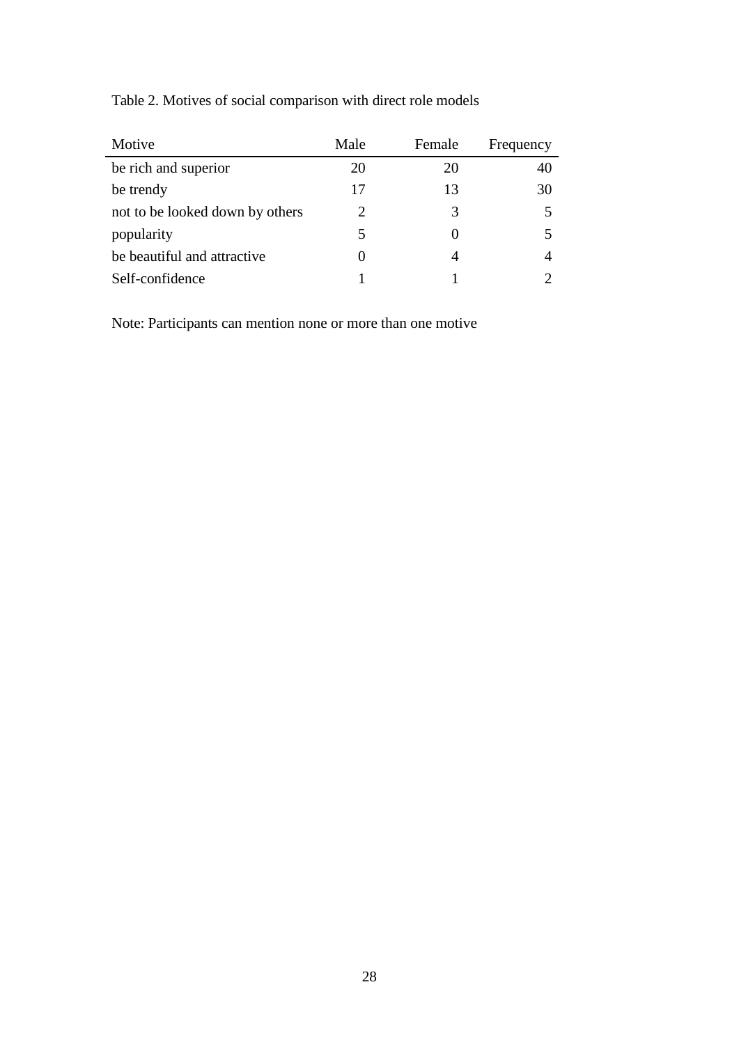Table 2. Motives of social comparison with direct role models

| Motive | Male | Female | Frequency |
|---|---|---|---|
| be rich and superior | 20 | 20 | 40 |
| be trendy | 17 | 13 | 30 |
| not to be looked down by others | 2 | 3 | 5 |
| popularity | 5 | 0 | 5 |
| be beautiful and attractive | 0 | 4 | 4 |
| Self-confidence | 1 | 1 | 2 |

Note: Participants can mention none or more than one motive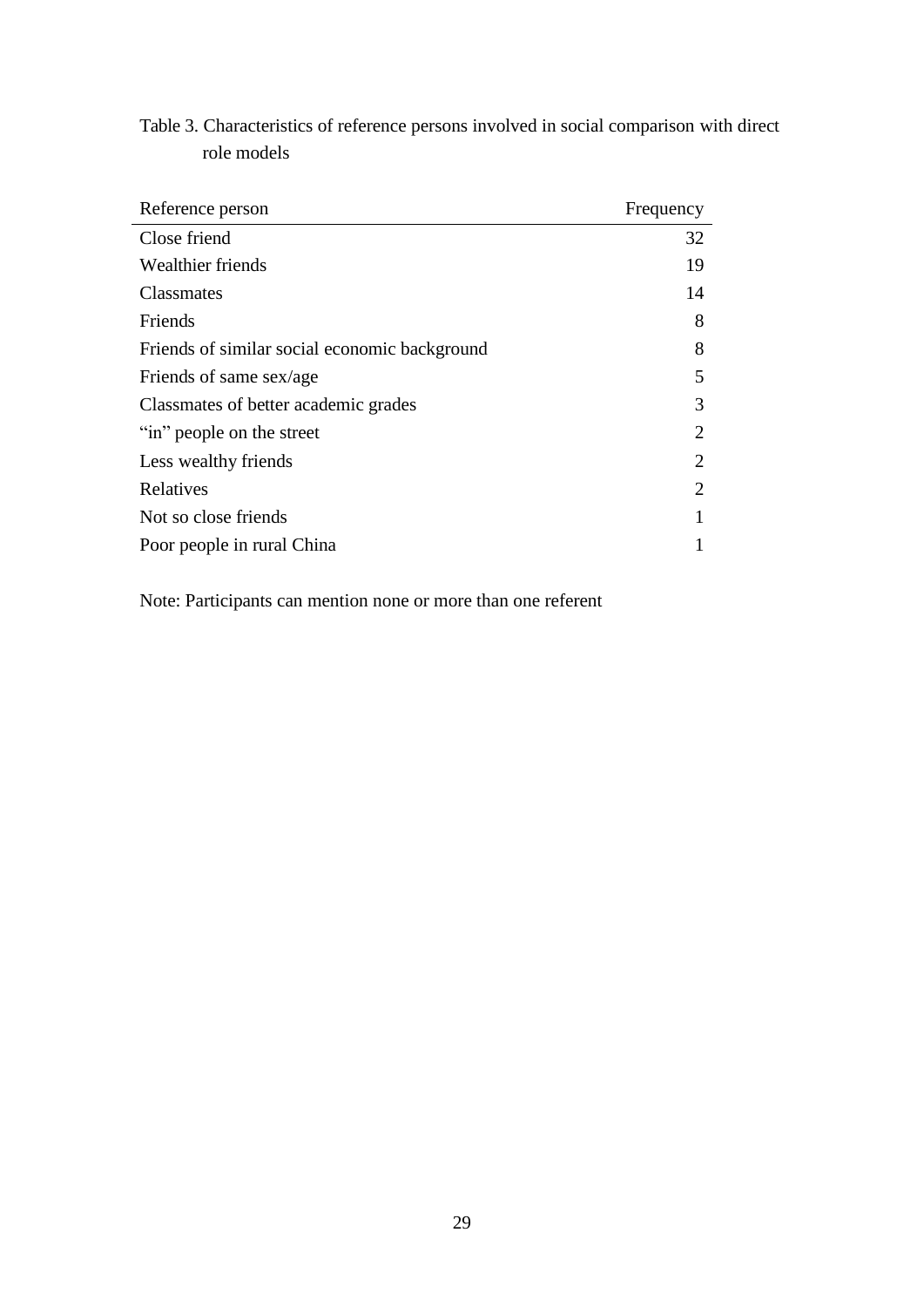Table 3. Characteristics of reference persons involved in social comparison with direct role models

| Reference person | Frequency |
| --- | ---: |
| Close friend | 32 |
| Wealthier friends | 19 |
| Classmates | 14 |
| Friends | 8 |
| Friends of similar social economic background | 8 |
| Friends of same sex/age | 5 |
| Classmates of better academic grades | 3 |
| “in” people on the street | 2 |
| Less wealthy friends | 2 |
| Relatives | 2 |
| Not so close friends | 1 |
| Poor people in rural China | 1 |

Note: Participants can mention none or more than one referent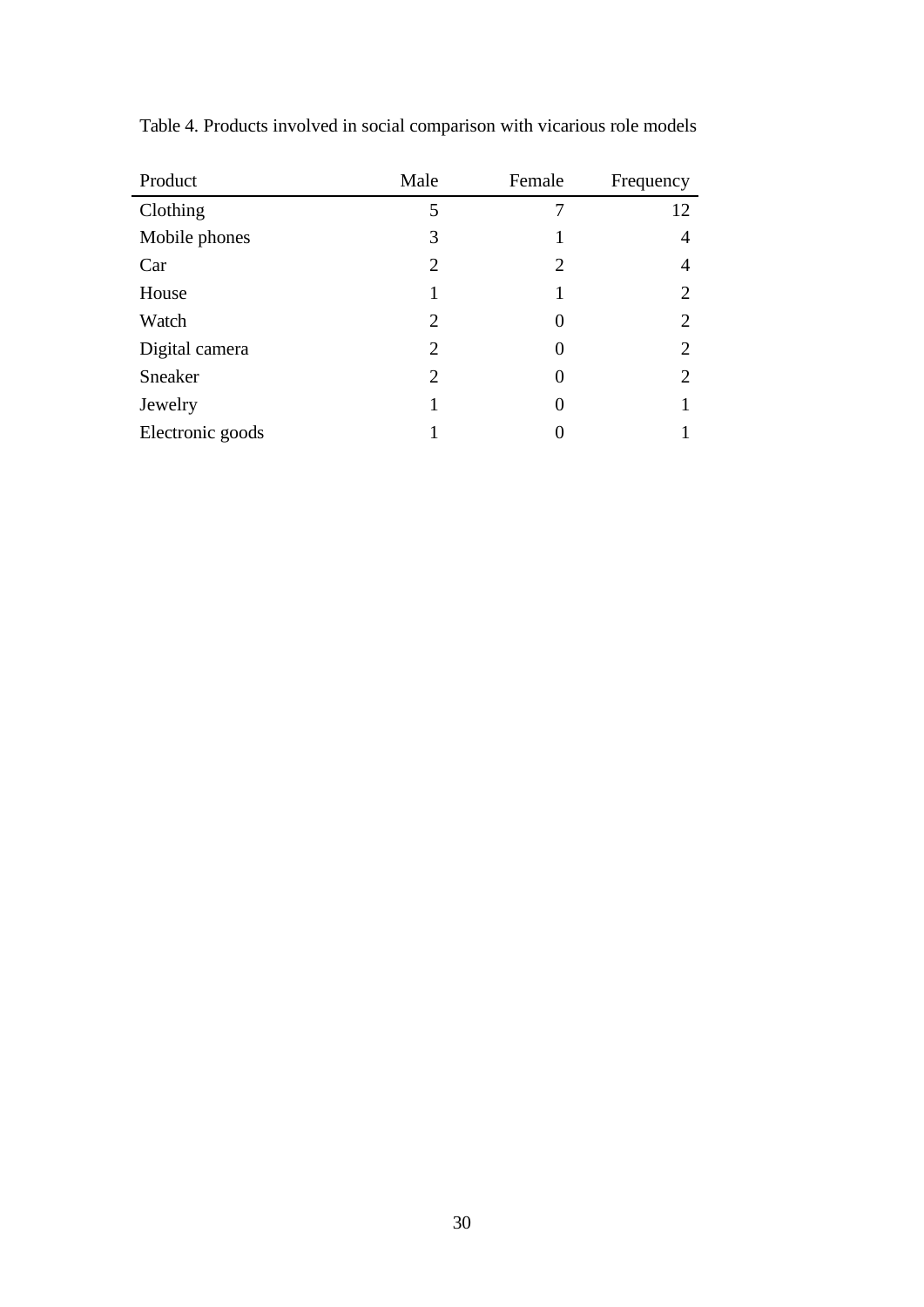Table 4. Products involved in social comparison with vicarious role models

| Product | Male | Female | Frequency |
|---|---|---|---|
| Clothing | 5 | 7 | 12 |
| Mobile phones | 3 | 1 | 4 |
| Car | 2 | 2 | 4 |
| House | 1 | 1 | 2 |
| Watch | 2 | 0 | 2 |
| Digital camera | 2 | 0 | 2 |
| Sneaker | 2 | 0 | 2 |
| Jewelry | 1 | 0 | 1 |
| Electronic goods | 1 | 0 | 1 |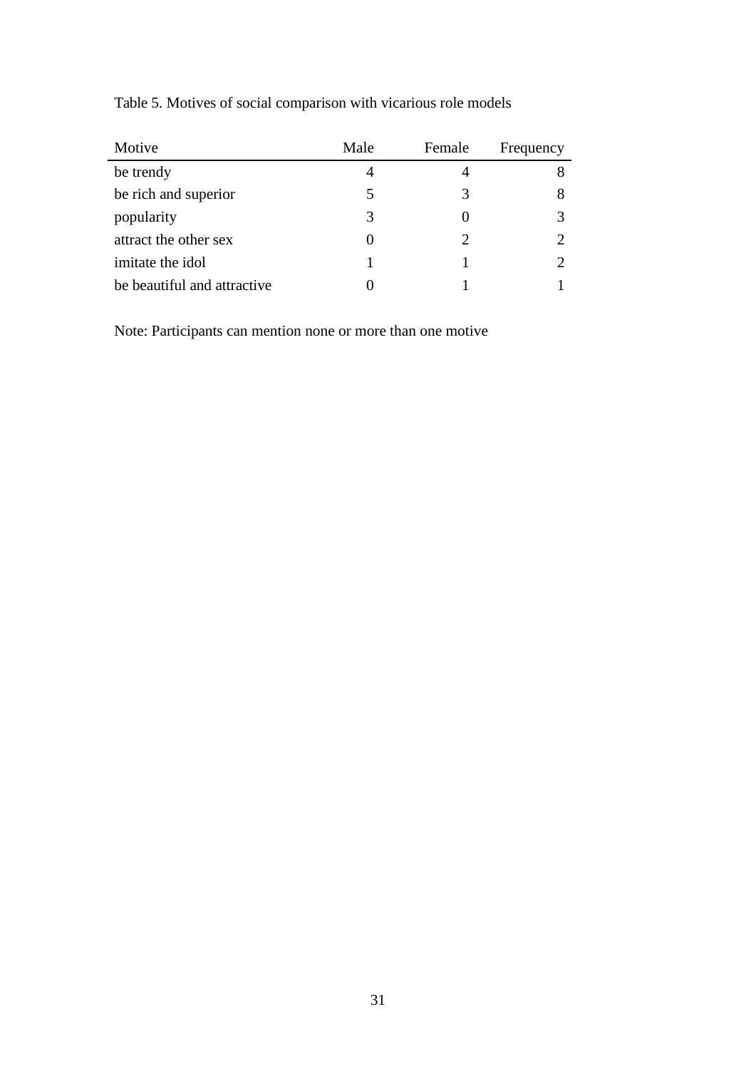Table 5. Motives of social comparison with vicarious role models

| Motive | Male | Female | Frequency |
|---|---|---|---|
| be trendy | 4 | 4 | 8 |
| be rich and superior | 5 | 3 | 8 |
| popularity | 3 | 0 | 3 |
| attract the other sex | 0 | 2 | 2 |
| imitate the idol | 1 | 1 | 2 |
| be beautiful and attractive | 0 | 1 | 1 |

Note: Participants can mention none or more than one motive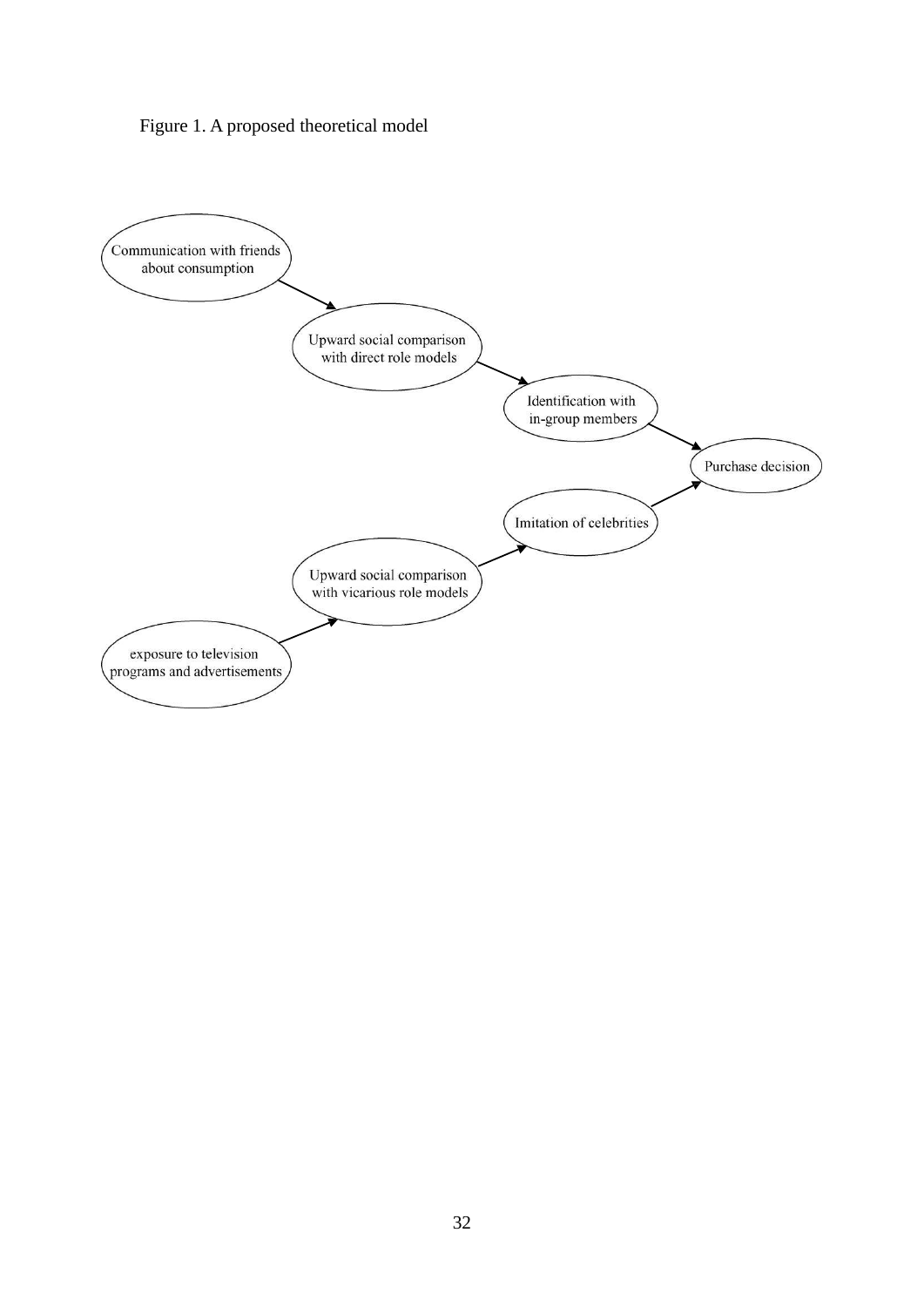Figure 1. A proposed theoretical model

Communication with friends about consumption

Upward social comparison with direct role models

Identification with in-group members

Purchase decision

Imitation of celebrities

Upward social comparison with vicarious role models

exposure to television programs and advertisements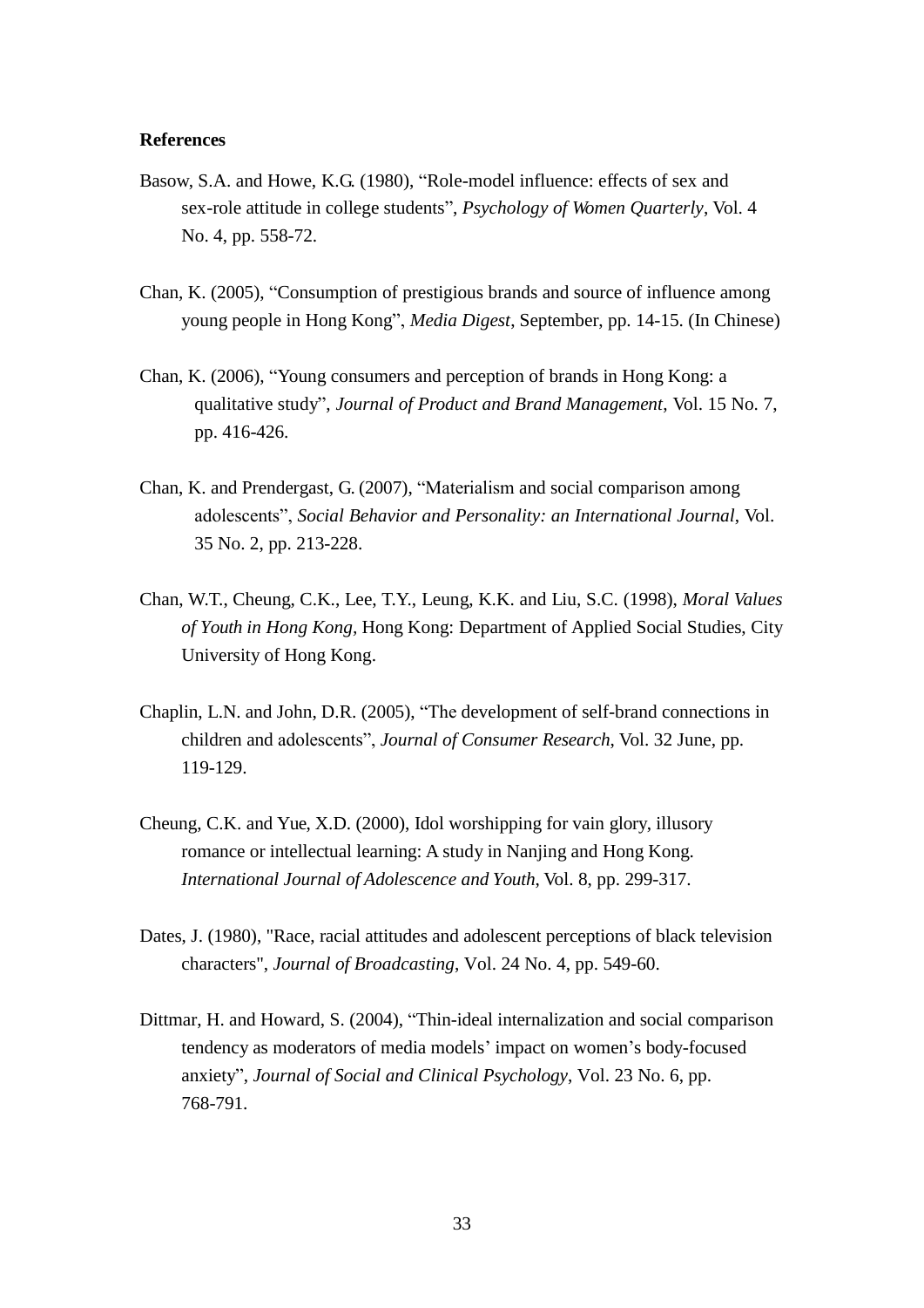**References**

Basow, S.A. and Howe, K.G. (1980), "Role-model influence: effects of sex and sex-role attitude in college students", *Psychology of Women Quarterly*, Vol. 4 No. 4, pp. 558-72.

Chan, K. (2005), "Consumption of prestigious brands and source of influence among young people in Hong Kong", *Media Digest*, September, pp. 14-15. (In Chinese)

Chan, K. (2006), "Young consumers and perception of brands in Hong Kong: a qualitative study", *Journal of Product and Brand Management*, Vol. 15 No. 7, pp. 416-426.

Chan, K. and Prendergast, G. (2007), "Materialism and social comparison among adolescents", *Social Behavior and Personality: an International Journal*, Vol. 35 No. 2, pp. 213-228.

Chan, W.T., Cheung, C.K., Lee, T.Y., Leung, K.K. and Liu, S.C. (1998), *Moral Values of Youth in Hong Kong*, Hong Kong: Department of Applied Social Studies, City University of Hong Kong.

Chaplin, L.N. and John, D.R. (2005), "The development of self-brand connections in children and adolescents", *Journal of Consumer Research*, Vol. 32 June, pp. 119-129.

Cheung, C.K. and Yue, X.D. (2000), Idol worshipping for vain glory, illusory romance or intellectual learning: A study in Nanjing and Hong Kong. *International Journal of Adolescence and Youth*, Vol. 8, pp. 299-317.

Dates, J. (1980), "Race, racial attitudes and adolescent perceptions of black television characters", *Journal of Broadcasting*, Vol. 24 No. 4, pp. 549-60.

Dittmar, H. and Howard, S. (2004), "Thin-ideal internalization and social comparison tendency as moderators of media models' impact on women's body-focused anxiety", *Journal of Social and Clinical Psychology*, Vol. 23 No. 6, pp. 768-791.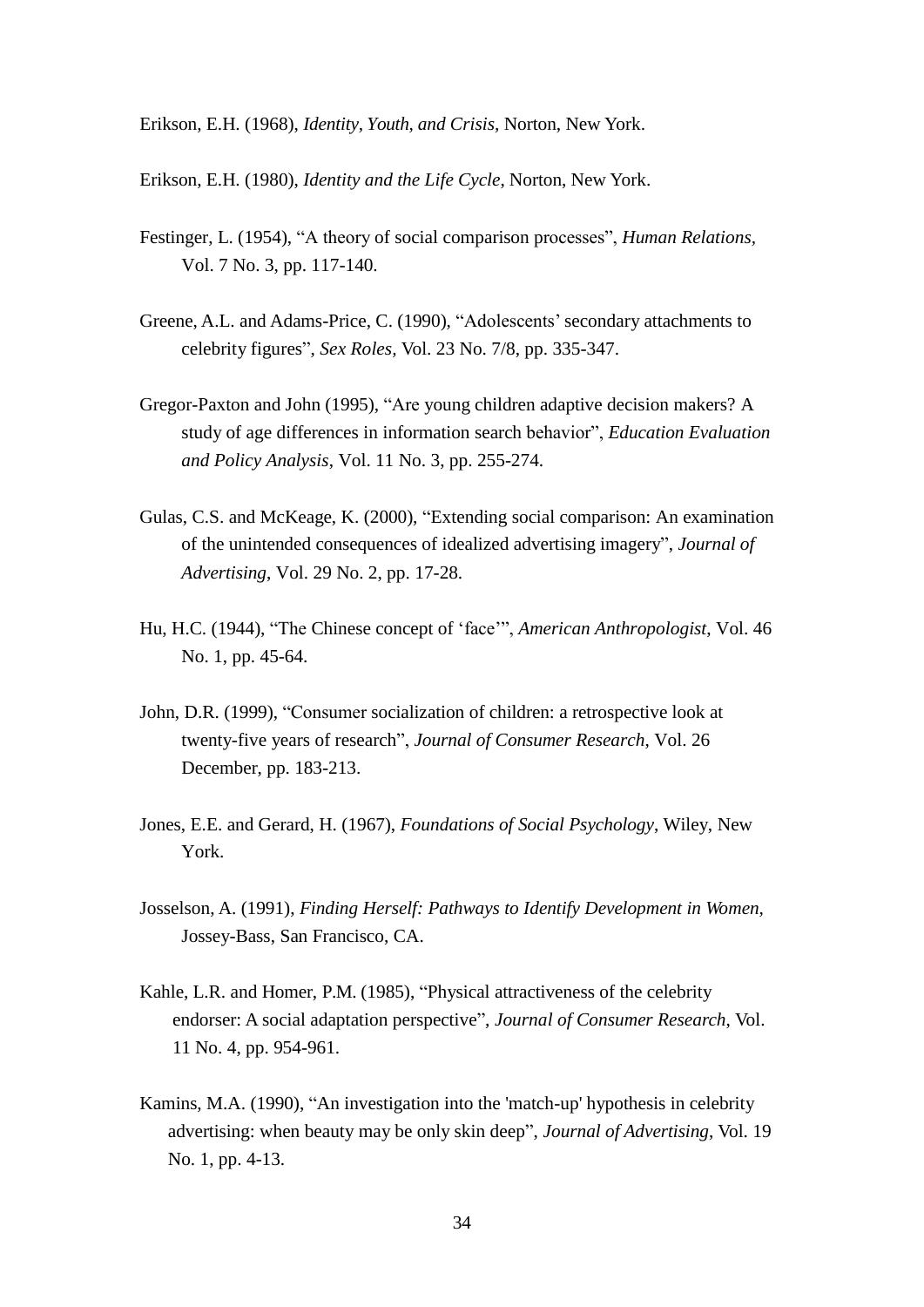Erikson, E.H. (1968), *Identity, Youth, and Crisis,* Norton, New York.

Erikson, E.H. (1980), *Identity and the Life Cycle*, Norton, New York.

Festinger, L. (1954), "A theory of social comparison processes", *Human Relations,* Vol. 7 No. 3, pp. 117-140.

Greene, A.L. and Adams-Price, C. (1990), "Adolescents' secondary attachments to celebrity figures", *Sex Roles,* Vol. 23 No. 7/8, pp. 335-347.

Gregor-Paxton and John (1995), "Are young children adaptive decision makers? A study of age differences in information search behavior", *Education Evaluation and Policy Analysis*, Vol. 11 No. 3, pp. 255-274.

Gulas, C.S. and McKeage, K. (2000), "Extending social comparison: An examination of the unintended consequences of idealized advertising imagery", *Journal of Advertising*, Vol. 29 No. 2, pp. 17-28.

Hu, H.C. (1944), "The Chinese concept of 'face'", *American Anthropologist*, Vol. 46 No. 1, pp. 45-64.

John, D.R. (1999), "Consumer socialization of children: a retrospective look at twenty-five years of research", *Journal of Consumer Research*, Vol. 26 December, pp. 183-213.

Jones, E.E. and Gerard, H. (1967), *Foundations of Social Psychology*, Wiley, New York.

Josselson, A. (1991), *Finding Herself: Pathways to Identify Development in Women,* Jossey-Bass, San Francisco, CA.

Kahle, L.R. and Homer, P.M. (1985), "Physical attractiveness of the celebrity endorser: A social adaptation perspective", *Journal of Consumer Research*, Vol. 11 No. 4, pp. 954-961.

Kamins, M.A. (1990), "An investigation into the 'match-up' hypothesis in celebrity advertising: when beauty may be only skin deep", *Journal of Advertising*, Vol. 19 No. 1, pp. 4-13.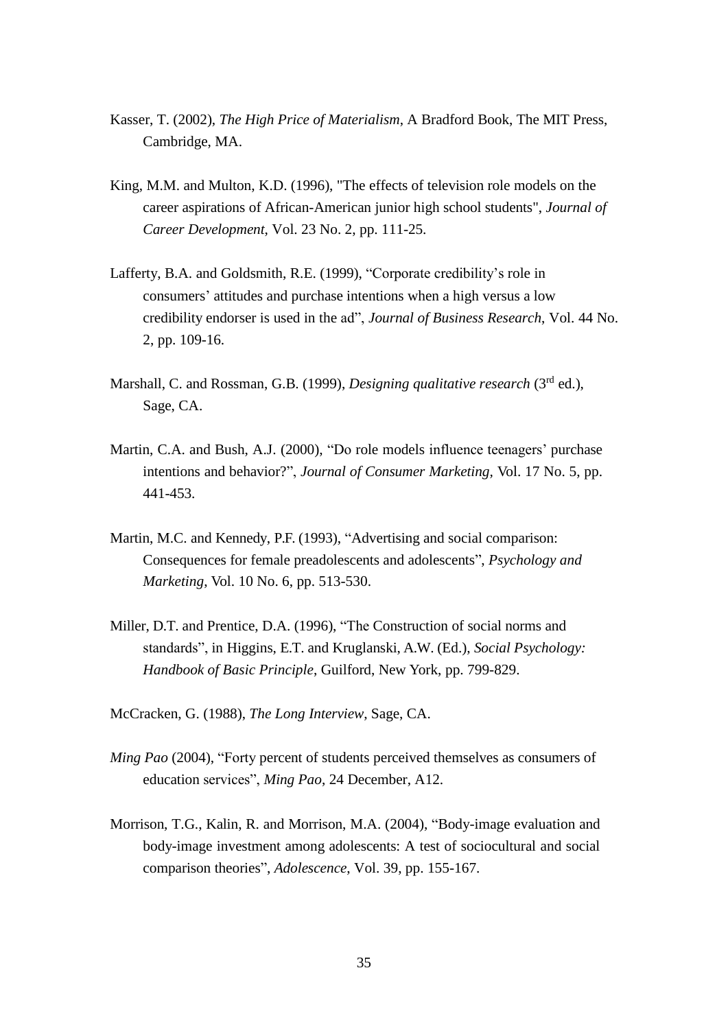Kasser, T. (2002), *The High Price of Materialism*, A Bradford Book, The MIT Press, Cambridge, MA.

King, M.M. and Multon, K.D. (1996), "The effects of television role models on the career aspirations of African-American junior high school students", *Journal of Career Development*, Vol. 23 No. 2, pp. 111-25.

Lafferty, B.A. and Goldsmith, R.E. (1999), "Corporate credibility's role in consumers' attitudes and purchase intentions when a high versus a low credibility endorser is used in the ad", *Journal of Business Research*, Vol. 44 No. 2, pp. 109-16.

Marshall, C. and Rossman, G.B. (1999), *Designing qualitative research* (3rd ed.), Sage, CA.

Martin, C.A. and Bush, A.J. (2000), "Do role models influence teenagers' purchase intentions and behavior?", *Journal of Consumer Marketing*, Vol. 17 No. 5, pp. 441-453.

Martin, M.C. and Kennedy, P.F. (1993), "Advertising and social comparison: Consequences for female preadolescents and adolescents", *Psychology and Marketing*, Vol. 10 No. 6, pp. 513-530.

Miller, D.T. and Prentice, D.A. (1996), "The Construction of social norms and standards", in Higgins, E.T. and Kruglanski, A.W. (Ed.), *Social Psychology: Handbook of Basic Principle*, Guilford, New York, pp. 799-829.

McCracken, G. (1988), *The Long Interview*, Sage, CA.

*Ming Pao* (2004), "Forty percent of students perceived themselves as consumers of education services", *Ming Pao*, 24 December, A12.

Morrison, T.G., Kalin, R. and Morrison, M.A. (2004), "Body-image evaluation and body-image investment among adolescents: A test of sociocultural and social comparison theories", *Adolescence*, Vol. 39, pp. 155-167.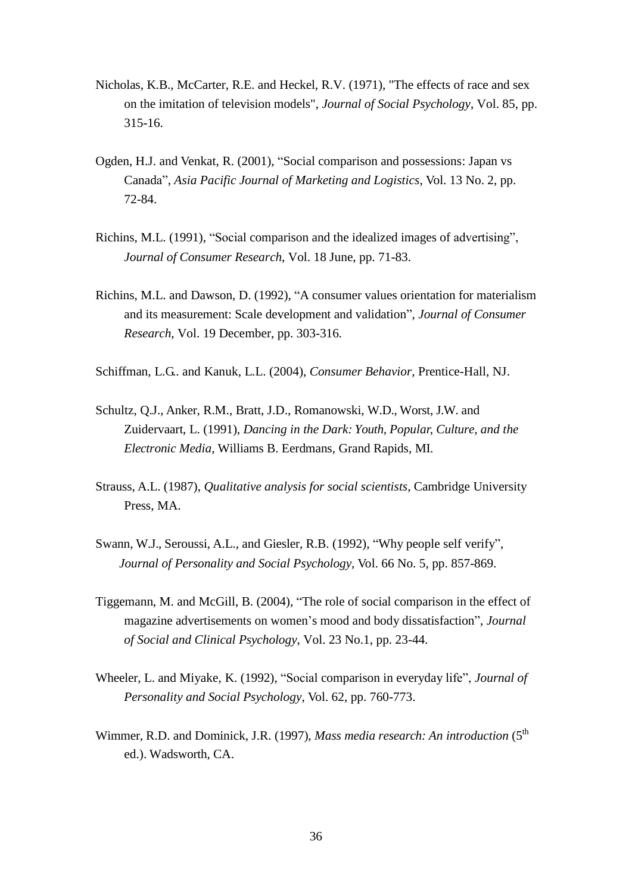Nicholas, K.B., McCarter, R.E. and Heckel, R.V. (1971), "The effects of race and sex on the imitation of television models", *Journal of Social Psychology*, Vol. 85, pp. 315-16.

Ogden, H.J. and Venkat, R. (2001), "Social comparison and possessions: Japan vs Canada", *Asia Pacific Journal of Marketing and Logistics*, Vol. 13 No. 2, pp. 72-84.

Richins, M.L. (1991), "Social comparison and the idealized images of advertising", *Journal of Consumer Research*, Vol. 18 June, pp. 71-83.

Richins, M.L. and Dawson, D. (1992), "A consumer values orientation for materialism and its measurement: Scale development and validation", *Journal of Consumer Research*, Vol. 19 December, pp. 303-316.

Schiffman, L.G.. and Kanuk, L.L. (2004), *Consumer Behavior,* Prentice-Hall, NJ.

Schultz, Q.J., Anker, R.M., Bratt, J.D., Romanowski, W.D., Worst, J.W. and Zuidervaart, L. (1991), *Dancing in the Dark: Youth, Popular, Culture, and the Electronic Media*, Williams B. Eerdmans, Grand Rapids, MI.

Strauss, A.L. (1987), *Qualitative analysis for social scientists,* Cambridge University Press, MA.

Swann, W.J., Seroussi, A.L., and Giesler, R.B. (1992), "Why people self verify", *Journal of Personality and Social Psychology*, Vol. 66 No. 5, pp. 857-869.

Tiggemann, M. and McGill, B. (2004), "The role of social comparison in the effect of magazine advertisements on women's mood and body dissatisfaction", *Journal of Social and Clinical Psychology*, Vol. 23 No.1, pp. 23-44.

Wheeler, L. and Miyake, K. (1992), "Social comparison in everyday life", *Journal of Personality and Social Psychology*, Vol. 62, pp. 760-773.

Wimmer, R.D. and Dominick, J.R. (1997), *Mass media research: An introduction* (5th ed.). Wadsworth, CA.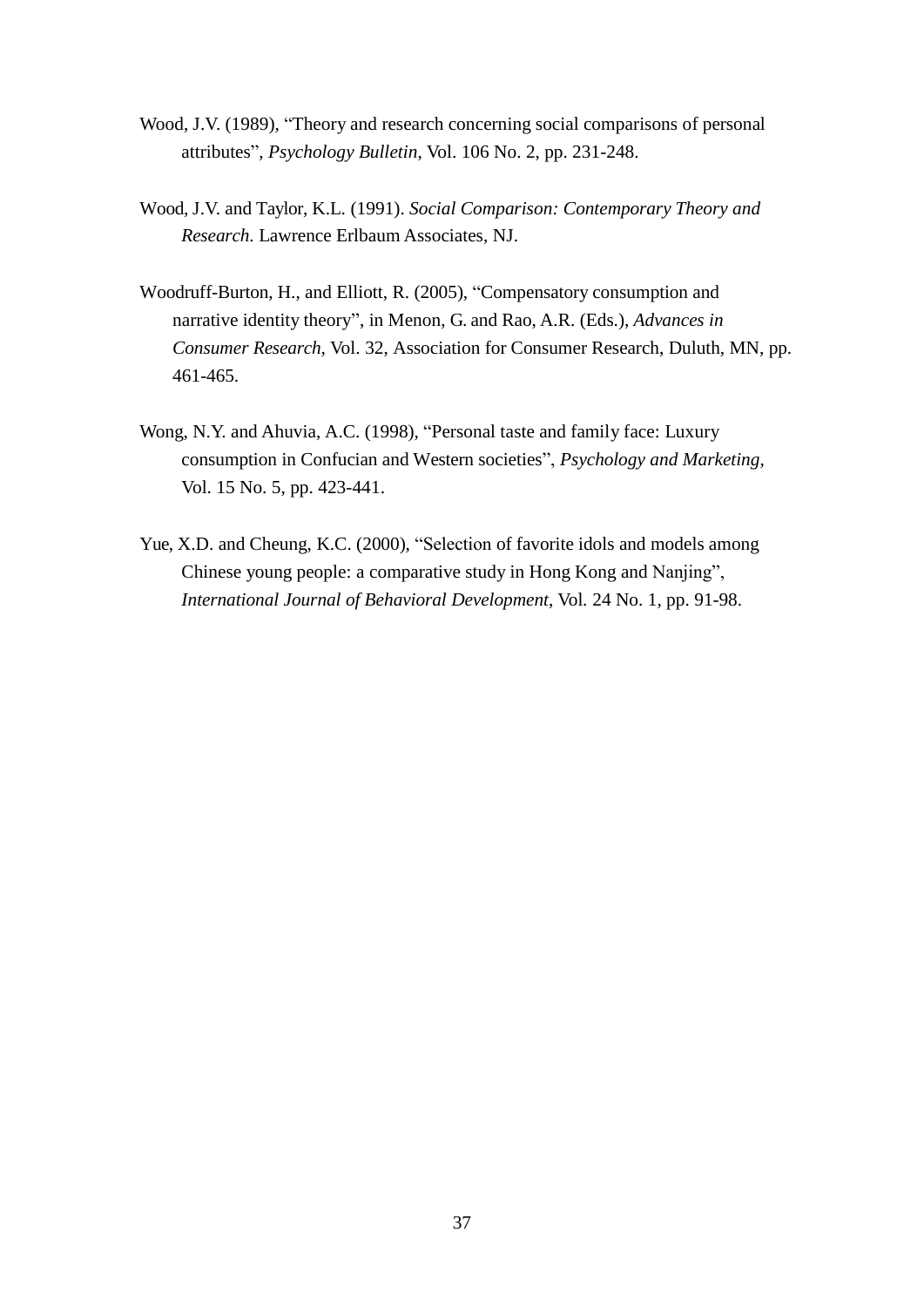Wood, J.V. (1989), "Theory and research concerning social comparisons of personal attributes", *Psychology Bulletin*, Vol. 106 No. 2, pp. 231-248.

Wood, J.V. and Taylor, K.L. (1991). *Social Comparison: Contemporary Theory and Research*. Lawrence Erlbaum Associates, NJ.

Woodruff-Burton, H., and Elliott, R. (2005), "Compensatory consumption and narrative identity theory", in Menon, G. and Rao, A.R. (Eds.), *Advances in Consumer Research*, Vol. 32, Association for Consumer Research, Duluth, MN, pp. 461-465.

Wong, N.Y. and Ahuvia, A.C. (1998), "Personal taste and family face: Luxury consumption in Confucian and Western societies", *Psychology and Marketing*, Vol. 15 No. 5, pp. 423-441.

Yue, X.D. and Cheung, K.C. (2000), "Selection of favorite idols and models among Chinese young people: a comparative study in Hong Kong and Nanjing", *International Journal of Behavioral Development*, Vol. 24 No. 1, pp. 91-98.